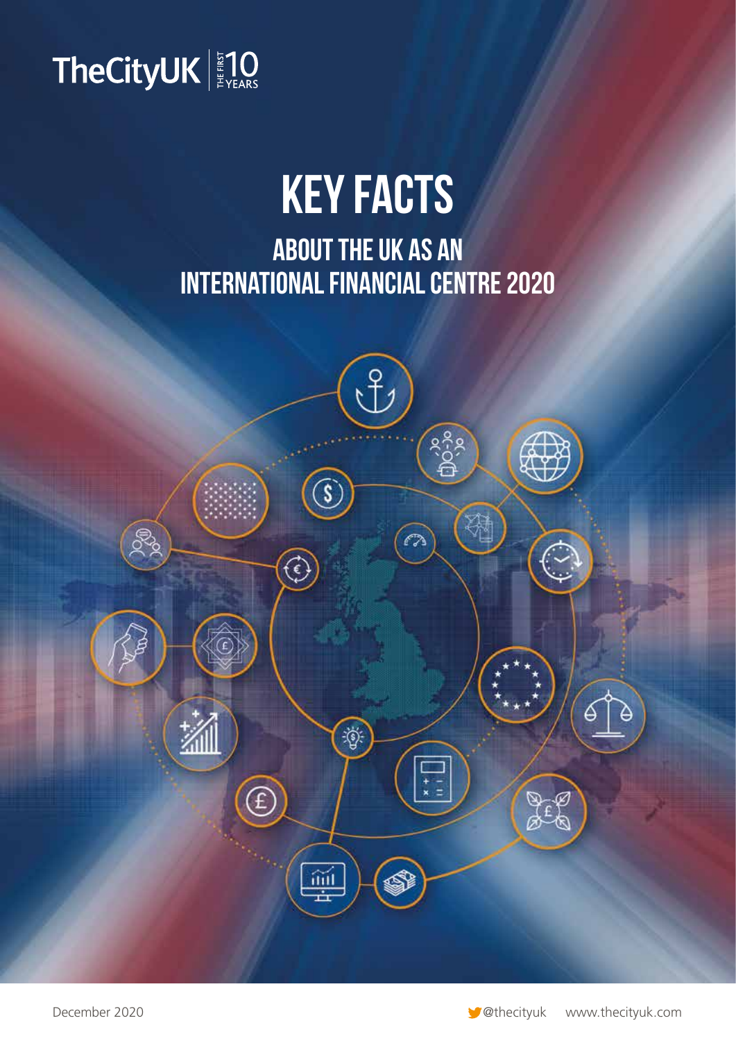TheCityUK | THE FIRST 10 YEARS

# KEY FACTS

## ABOUT THE UK AS AN INTERNATIONAL FINANCIAL CENTRE 2020

December 2020

@thecityuk www.thecityuk.com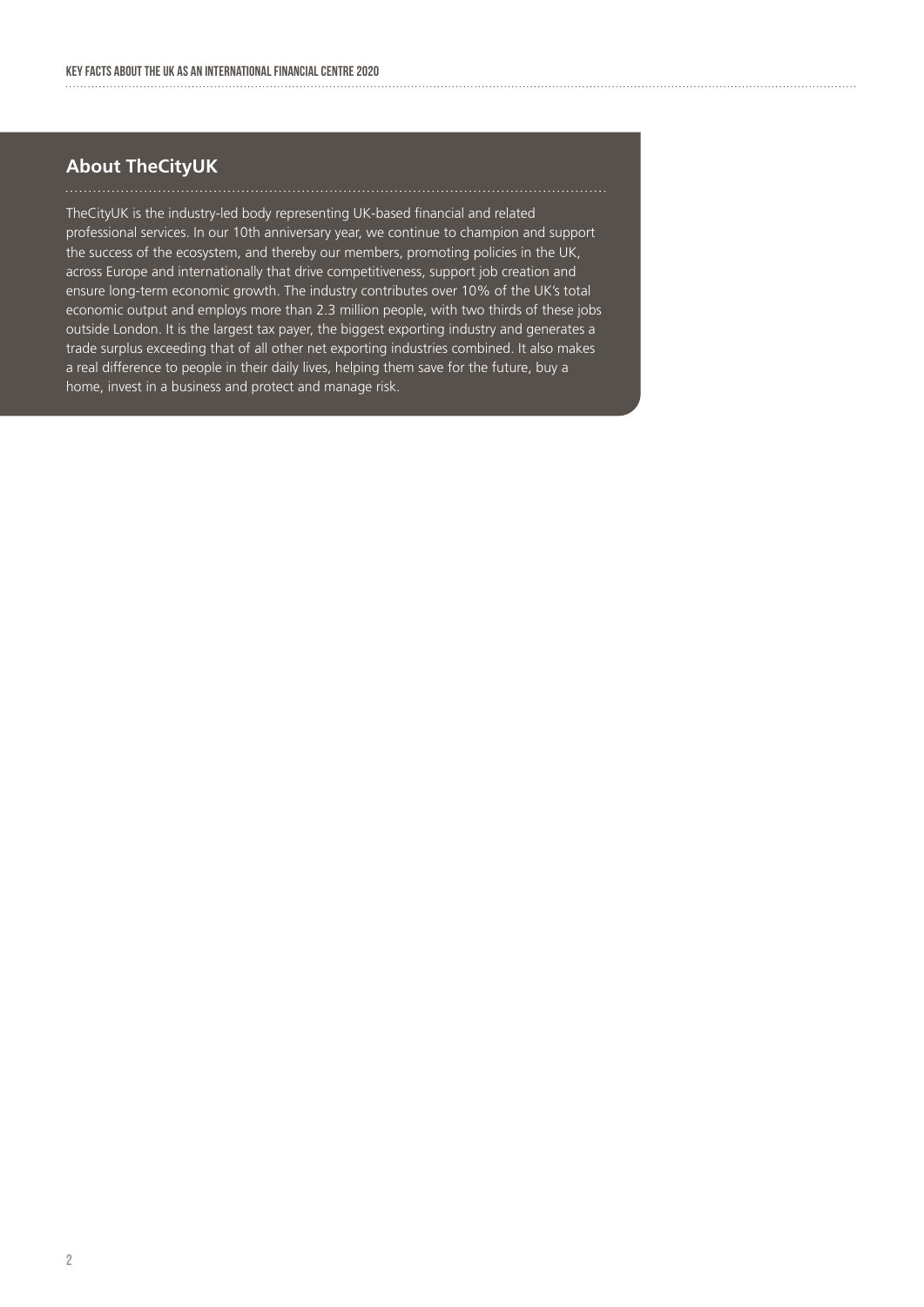## About TheCityUK

TheCityUK is the industry-led body representing UK-based financial and related professional services. In our 10th anniversary year, we continue to champion and support the success of the ecosystem, and thereby our members, promoting policies in the UK, across Europe and internationally that drive competitiveness, support job creation and ensure long-term economic growth. The industry contributes over 10% of the UK's total economic output and employs more than 2.3 million people, with two thirds of these jobs outside London. It is the largest tax payer, the biggest exporting industry and generates a trade surplus exceeding that of all other net exporting industries combined. It also makes a real difference to people in their daily lives, helping them save for the future, buy a home, invest in a business and protect and manage risk.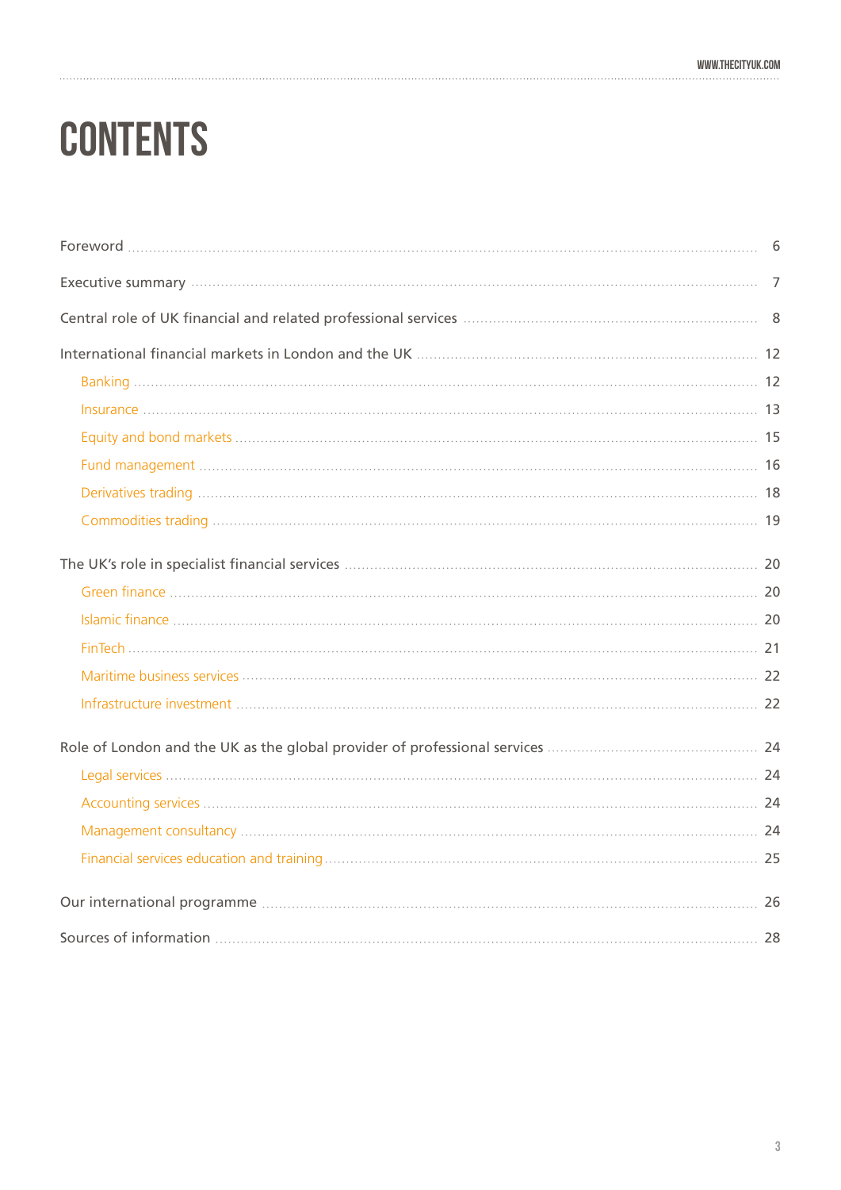# CONTENTS

| | |
|---|---|
| Foreword | 6 |
| Executive summary | 7 |
| Central role of UK financial and related professional services | 8 |
| International financial markets in London and the UK | 12 |
| Banking | 12 |
| Insurance | 13 |
| Equity and bond markets | 15 |
| Fund management | 16 |
| Derivatives trading | 18 |
| Commodities trading | 19 |
| The UK's role in specialist financial services | 20 |
| Green finance | 20 |
| Islamic finance | 20 |
| FinTech | 21 |
| Maritime business services | 22 |
| Infrastructure investment | 22 |
| Role of London and the UK as the global provider of professional services | 24 |
| Legal services | 24 |
| Accounting services | 24 |
| Management consultancy | 24 |
| Financial services education and training | 25 |
| Our international programme | 26 |
| Sources of information | 28 |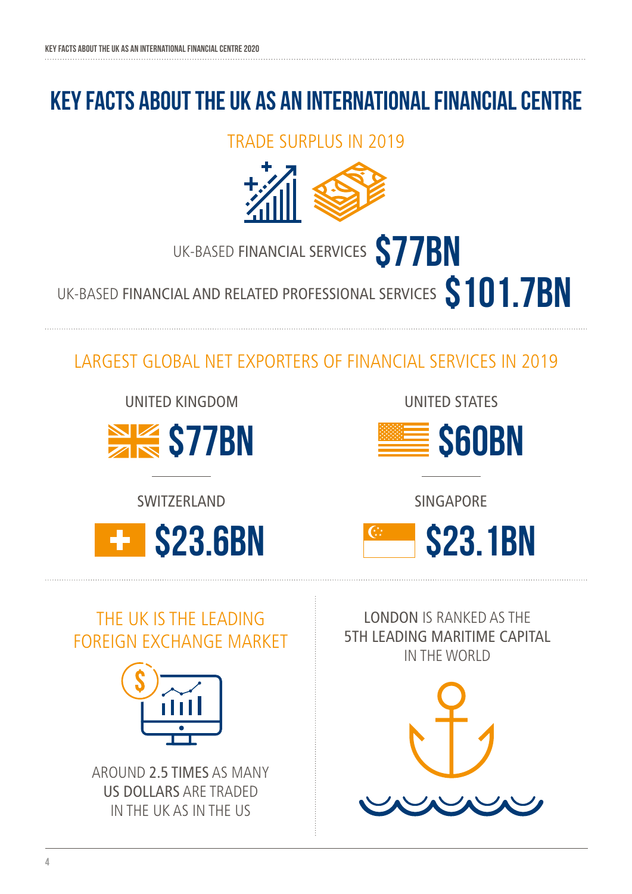# KEY FACTS ABOUT THE UK AS AN INTERNATIONAL FINANCIAL CENTRE

## TRADE SURPLUS IN 2019

UK-BASED **FINANCIAL SERVICES** **$77BN**

UK-BASED **FINANCIAL AND RELATED PROFESSIONAL SERVICES** **$101.7BN**

## LARGEST GLOBAL NET EXPORTERS OF FINANCIAL SERVICES IN 2019

UNITED KINGDOM **$77BN**

UNITED STATES **$60BN**

SWITZERLAND **$23.6BN**

SINGAPORE **$23.1BN**

## THE UK IS THE LEADING FOREIGN EXCHANGE MARKET

AROUND **2.5 TIMES** AS MANY **US DOLLARS** ARE TRADED IN THE UK AS IN THE US

**LONDON** IS RANKED AS THE **5TH LEADING MARITIME CAPITAL** IN THE WORLD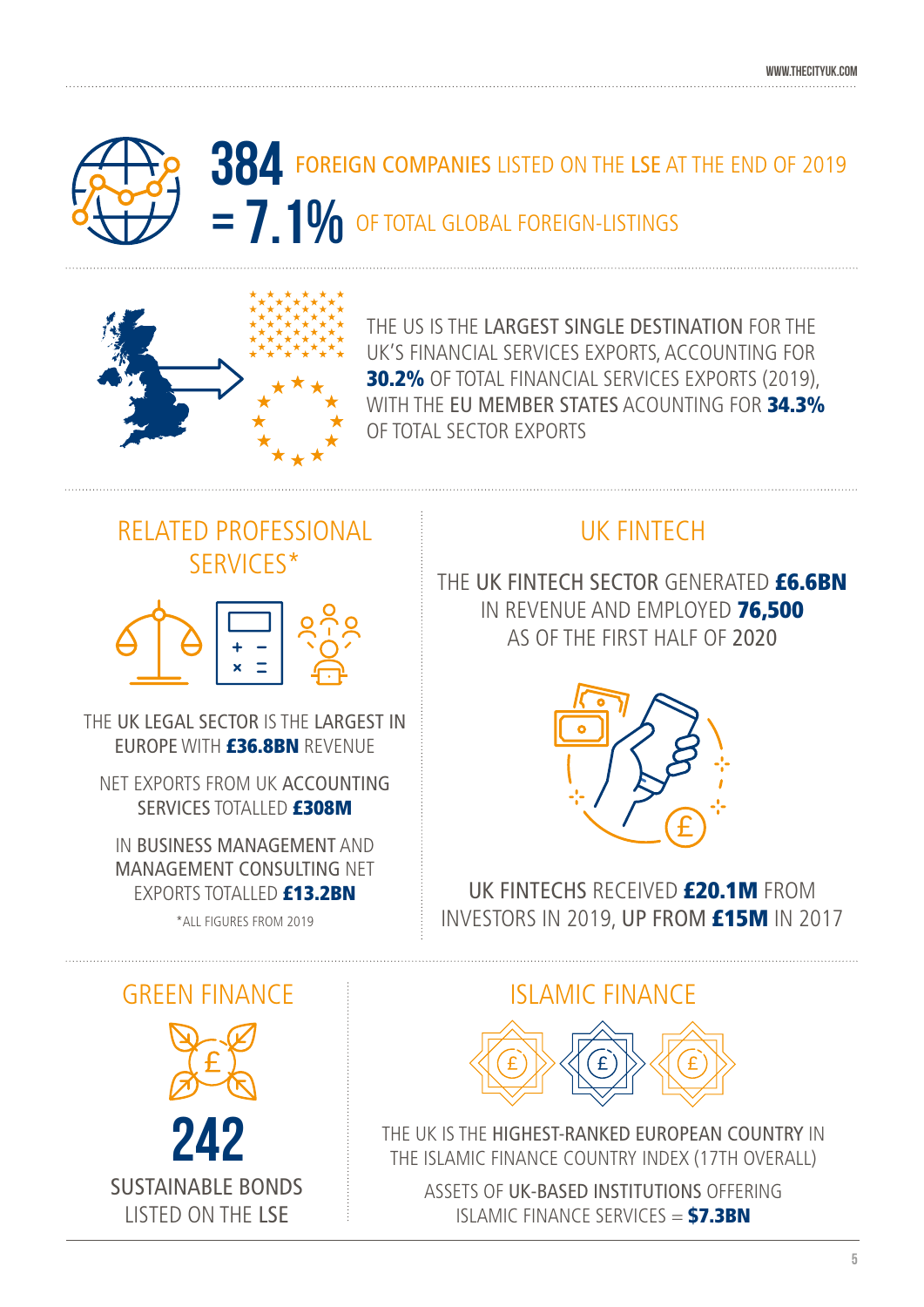**384** FOREIGN COMPANIES LISTED ON THE LSE AT THE END OF 2019
**= 7.1%** OF TOTAL GLOBAL FOREIGN-LISTINGS

THE US IS THE LARGEST SINGLE DESTINATION FOR THE UK'S FINANCIAL SERVICES EXPORTS, ACCOUNTING FOR **30.2%** OF TOTAL FINANCIAL SERVICES EXPORTS (2019), WITH THE EU MEMBER STATES ACOUNTING FOR **34.3%** OF TOTAL SECTOR EXPORTS

## RELATED PROFESSIONAL SERVICES*

THE UK LEGAL SECTOR IS THE LARGEST IN EUROPE WITH **£36.8BN** REVENUE

NET EXPORTS FROM UK ACCOUNTING SERVICES TOTALLED **£308M**

IN BUSINESS MANAGEMENT AND MANAGEMENT CONSULTING NET EXPORTS TOTALLED **£13.2BN**

*ALL FIGURES FROM 2019

## UK FINTECH

THE UK FINTECH SECTOR GENERATED **£6.6BN** IN REVENUE AND EMPLOYED **76,500** AS OF THE FIRST HALF OF 2020

UK FINTECHS RECEIVED **£20.1M** FROM INVESTORS IN 2019, UP FROM **£15M** IN 2017

## GREEN FINANCE

**242**

SUSTAINABLE BONDS LISTED ON THE LSE

## ISLAMIC FINANCE

THE UK IS THE HIGHEST-RANKED EUROPEAN COUNTRY IN THE ISLAMIC FINANCE COUNTRY INDEX (17TH OVERALL)

ASSETS OF UK-BASED INSTITUTIONS OFFERING ISLAMIC FINANCE SERVICES = **$7.3BN**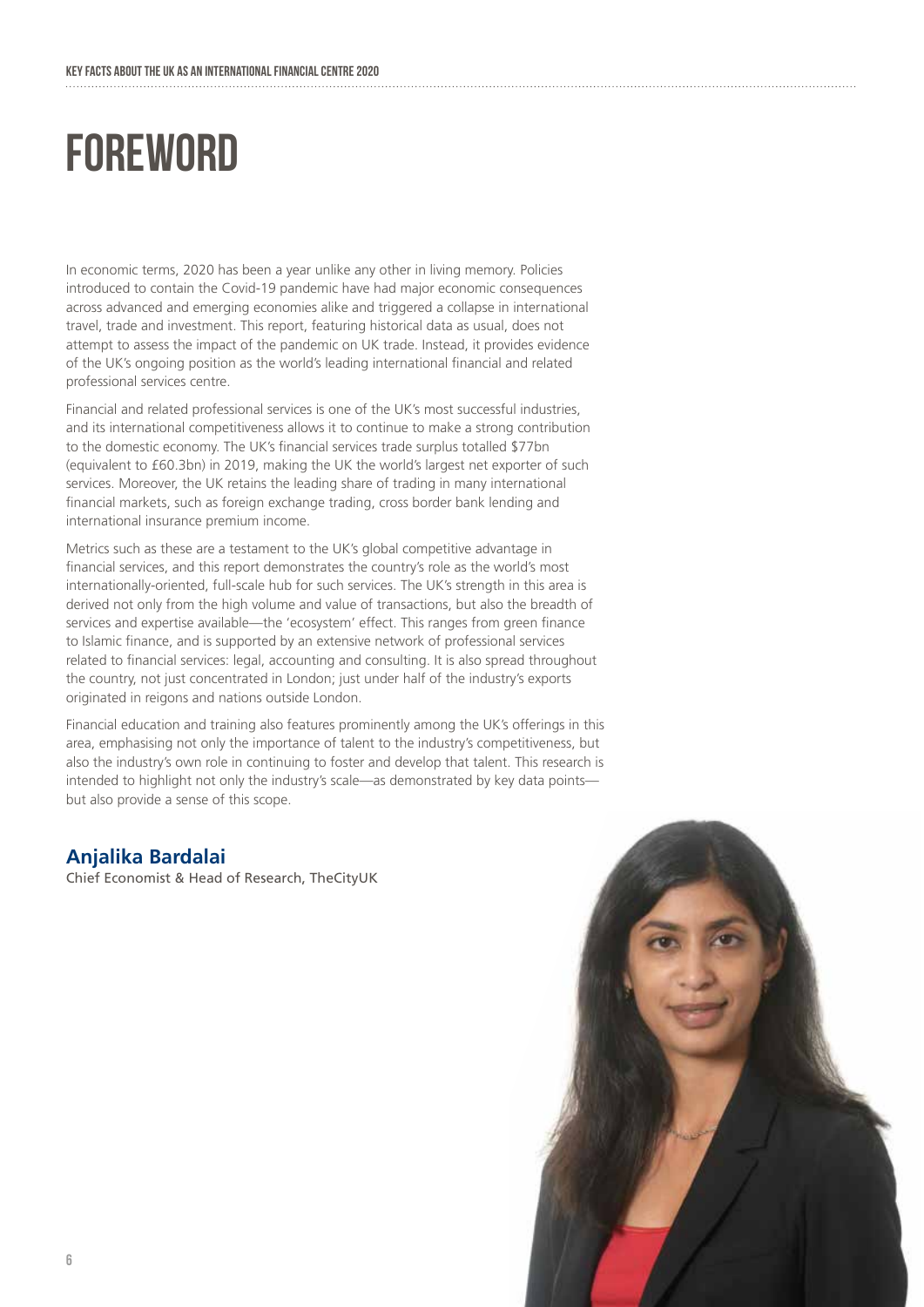# FOREWORD

In economic terms, 2020 has been a year unlike any other in living memory. Policies introduced to contain the Covid-19 pandemic have had major economic consequences across advanced and emerging economies alike and triggered a collapse in international travel, trade and investment. This report, featuring historical data as usual, does not attempt to assess the impact of the pandemic on UK trade. Instead, it provides evidence of the UK's ongoing position as the world's leading international financial and related professional services centre.

Financial and related professional services is one of the UK's most successful industries, and its international competitiveness allows it to continue to make a strong contribution to the domestic economy. The UK's financial services trade surplus totalled $77bn (equivalent to £60.3bn) in 2019, making the UK the world's largest net exporter of such services. Moreover, the UK retains the leading share of trading in many international financial markets, such as foreign exchange trading, cross border bank lending and international insurance premium income.

Metrics such as these are a testament to the UK's global competitive advantage in financial services, and this report demonstrates the country's role as the world's most internationally-oriented, full-scale hub for such services. The UK's strength in this area is derived not only from the high volume and value of transactions, but also the breadth of services and expertise available—the 'ecosystem' effect. This ranges from green finance to Islamic finance, and is supported by an extensive network of professional services related to financial services: legal, accounting and consulting. It is also spread throughout the country, not just concentrated in London; just under half of the industry's exports originated in reigons and nations outside London.

Financial education and training also features prominently among the UK's offerings in this area, emphasising not only the importance of talent to the industry's competitiveness, but also the industry's own role in continuing to foster and develop that talent. This research is intended to highlight not only the industry's scale—as demonstrated by key data points—but also provide a sense of this scope.

**Anjalika Bardalai**
Chief Economist & Head of Research, TheCityUK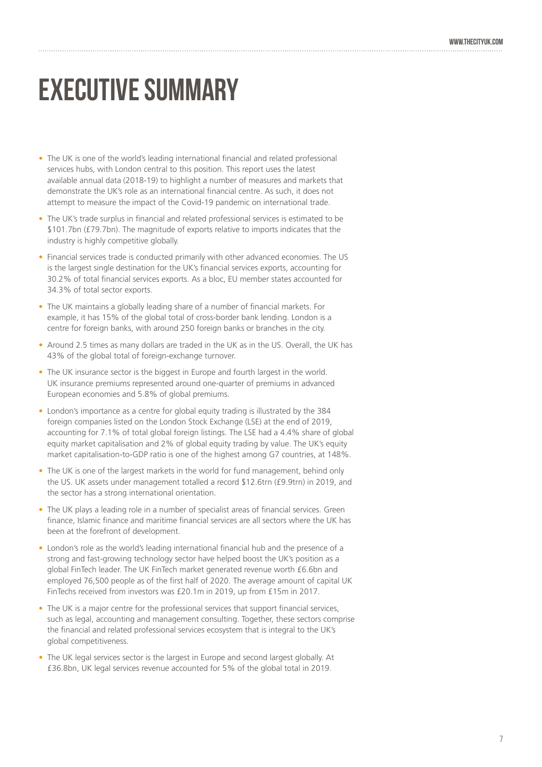# EXECUTIVE SUMMARY

- The UK is one of the world's leading international financial and related professional services hubs, with London central to this position. This report uses the latest available annual data (2018-19) to highlight a number of measures and markets that demonstrate the UK's role as an international financial centre. As such, it does not attempt to measure the impact of the Covid-19 pandemic on international trade.
- The UK's trade surplus in financial and related professional services is estimated to be \$101.7bn (£79.7bn). The magnitude of exports relative to imports indicates that the industry is highly competitive globally.
- Financial services trade is conducted primarily with other advanced economies. The US is the largest single destination for the UK's financial services exports, accounting for 30.2% of total financial services exports. As a bloc, EU member states accounted for 34.3% of total sector exports.
- The UK maintains a globally leading share of a number of financial markets. For example, it has 15% of the global total of cross-border bank lending. London is a centre for foreign banks, with around 250 foreign banks or branches in the city.
- Around 2.5 times as many dollars are traded in the UK as in the US. Overall, the UK has 43% of the global total of foreign-exchange turnover.
- The UK insurance sector is the biggest in Europe and fourth largest in the world. UK insurance premiums represented around one-quarter of premiums in advanced European economies and 5.8% of global premiums.
- London's importance as a centre for global equity trading is illustrated by the 384 foreign companies listed on the London Stock Exchange (LSE) at the end of 2019, accounting for 7.1% of total global foreign listings. The LSE had a 4.4% share of global equity market capitalisation and 2% of global equity trading by value. The UK's equity market capitalisation-to-GDP ratio is one of the highest among G7 countries, at 148%.
- The UK is one of the largest markets in the world for fund management, behind only the US. UK assets under management totalled a record \$12.6trn (£9.9trn) in 2019, and the sector has a strong international orientation.
- The UK plays a leading role in a number of specialist areas of financial services. Green finance, Islamic finance and maritime financial services are all sectors where the UK has been at the forefront of development.
- London's role as the world's leading international financial hub and the presence of a strong and fast-growing technology sector have helped boost the UK's position as a global FinTech leader. The UK FinTech market generated revenue worth £6.6bn and employed 76,500 people as of the first half of 2020. The average amount of capital UK FinTechs received from investors was £20.1m in 2019, up from £15m in 2017.
- The UK is a major centre for the professional services that support financial services, such as legal, accounting and management consulting. Together, these sectors comprise the financial and related professional services ecosystem that is integral to the UK's global competitiveness.
- The UK legal services sector is the largest in Europe and second largest globally. At £36.8bn, UK legal services revenue accounted for 5% of the global total in 2019.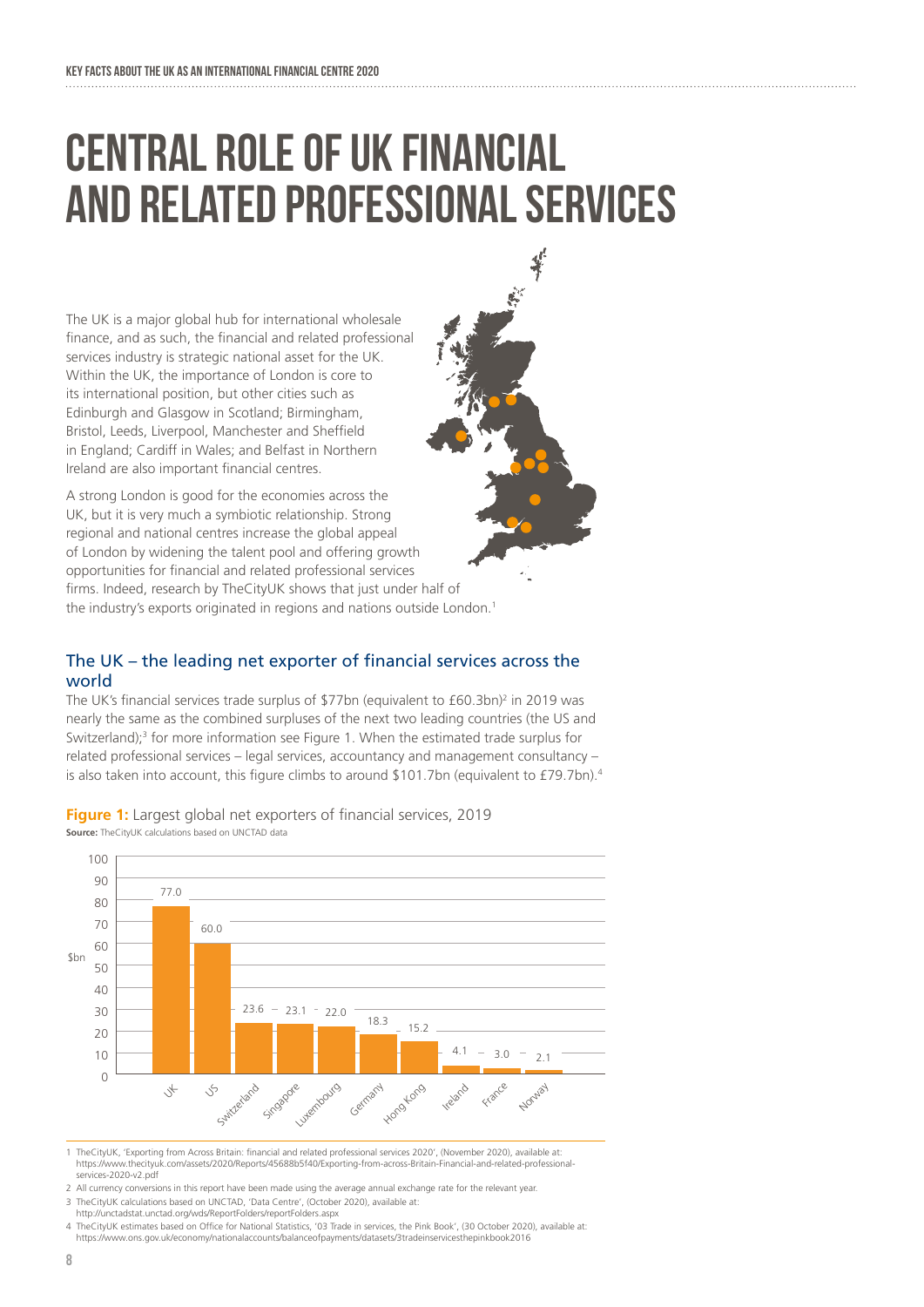# CENTRAL ROLE OF UK FINANCIAL AND RELATED PROFESSIONAL SERVICES

The UK is a major global hub for international wholesale finance, and as such, the financial and related professional services industry is strategic national asset for the UK. Within the UK, the importance of London is core to its international position, but other cities such as Edinburgh and Glasgow in Scotland; Birmingham, Bristol, Leeds, Liverpool, Manchester and Sheffield in England; Cardiff in Wales; and Belfast in Northern Ireland are also important financial centres.

A strong London is good for the economies across the UK, but it is very much a symbiotic relationship. Strong regional and national centres increase the global appeal of London by widening the talent pool and offering growth opportunities for financial and related professional services firms. Indeed, research by TheCityUK shows that just under half of the industry's exports originated in regions and nations outside London.[1]

## The UK – the leading net exporter of financial services across the world

The UK's financial services trade surplus of $77bn (equivalent to £60.3bn)[2] in 2019 was nearly the same as the combined surpluses of the next two leading countries (the US and Switzerland);[3] for more information see Figure 1. When the estimated trade surplus for related professional services – legal services, accountancy and management consultancy – is also taken into account, this figure climbs to around $101.7bn (equivalent to £79.7bn).[4]

**Figure 1:** Largest global net exporters of financial services, 2019

**Source:** TheCityUK calculations based on UNCTAD data

| Country | $bn |
|---|---|
| UK | 77.0 |
| US | 60.0 |
| Switzerland | 23.6 |
| Singapore | 23.1 |
| Luxembourg | 22.0 |
| Germany | 18.3 |
| Hong Kong | 15.2 |
| Ireland | 4.1 |
| France | 3.0 |
| Norway | 2.1 |

1 TheCityUK, 'Exporting from Across Britain: financial and related professional services 2020', (November 2020), available at: https://www.thecityuk.com/assets/2020/Reports/45688b5f40/Exporting-from-across-Britain-Financial-and-related-professional-services-2020-v2.pdf

2 All currency conversions in this report have been made using the average annual exchange rate for the relevant year.

3 TheCityUK calculations based on UNCTAD, 'Data Centre', (October 2020), available at: http://unctadstat.unctad.org/wds/ReportFolders/reportFolders.aspx

4 TheCityUK estimates based on Office for National Statistics, '03 Trade in services, the Pink Book', (30 October 2020), available at: https://www.ons.gov.uk/economy/nationalaccounts/balanceofpayments/datasets/3tradeinservicesthepinkbook2016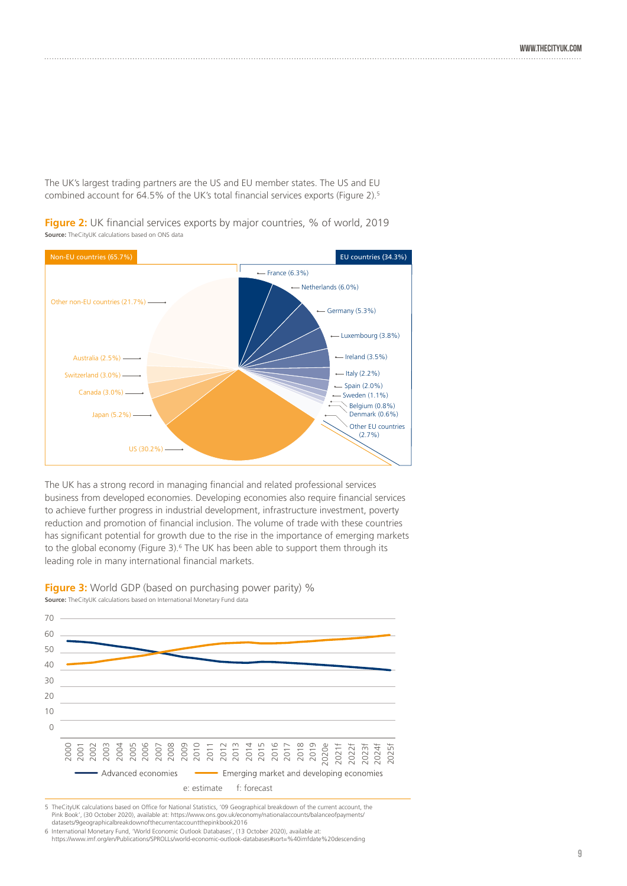The UK's largest trading partners are the US and EU member states. The US and EU combined account for 64.5% of the UK's total financial services exports (Figure 2).[5]

**Figure 2:** UK financial services exports by major countries, % of world, 2019

**Source:** TheCityUK calculations based on ONS data

Non-EU countries (65.7%)

EU countries (34.3%)

France (6.3%)
Netherlands (6.0%)
Germany (5.3%)
Luxembourg (3.8%)
Ireland (3.5%)
Italy (2.2%)
Spain (2.0%)
Sweden (1.1%)
Belgium (0.8%)
Denmark (0.6%)
Other EU countries (2.7%)

Other non-EU countries (21.7%)
Australia (2.5%)
Switzerland (3.0%)
Canada (3.0%)
Japan (5.2%)
US (30.2%)

The UK has a strong record in managing financial and related professional services business from developed economies. Developing economies also require financial services to achieve further progress in industrial development, infrastructure investment, poverty reduction and promotion of financial inclusion. The volume of trade with these countries has significant potential for growth due to the rise in the importance of emerging markets to the global economy (Figure 3).[6] The UK has been able to support them through its leading role in many international financial markets.

**Figure 3:** World GDP (based on purchasing power parity) %

**Source:** TheCityUK calculations based on International Monetary Fund data

Advanced economies — Emerging market and developing economies

e: estimate f: forecast

5 TheCityUK calculations based on Office for National Statistics, '09 Geographical breakdown of the current account, the Pink Book', (30 October 2020), available at: https://www.ons.gov.uk/economy/nationalaccounts/balanceofpayments/datasets/9geographicalbreakdownofthecurrentaccountthepinkbook2016

6 International Monetary Fund, 'World Economic Outlook Databases', (13 October 2020), available at: https://www.imf.org/en/Publications/SPROLLs/world-economic-outlook-databases#sort=%40imfdate%20descending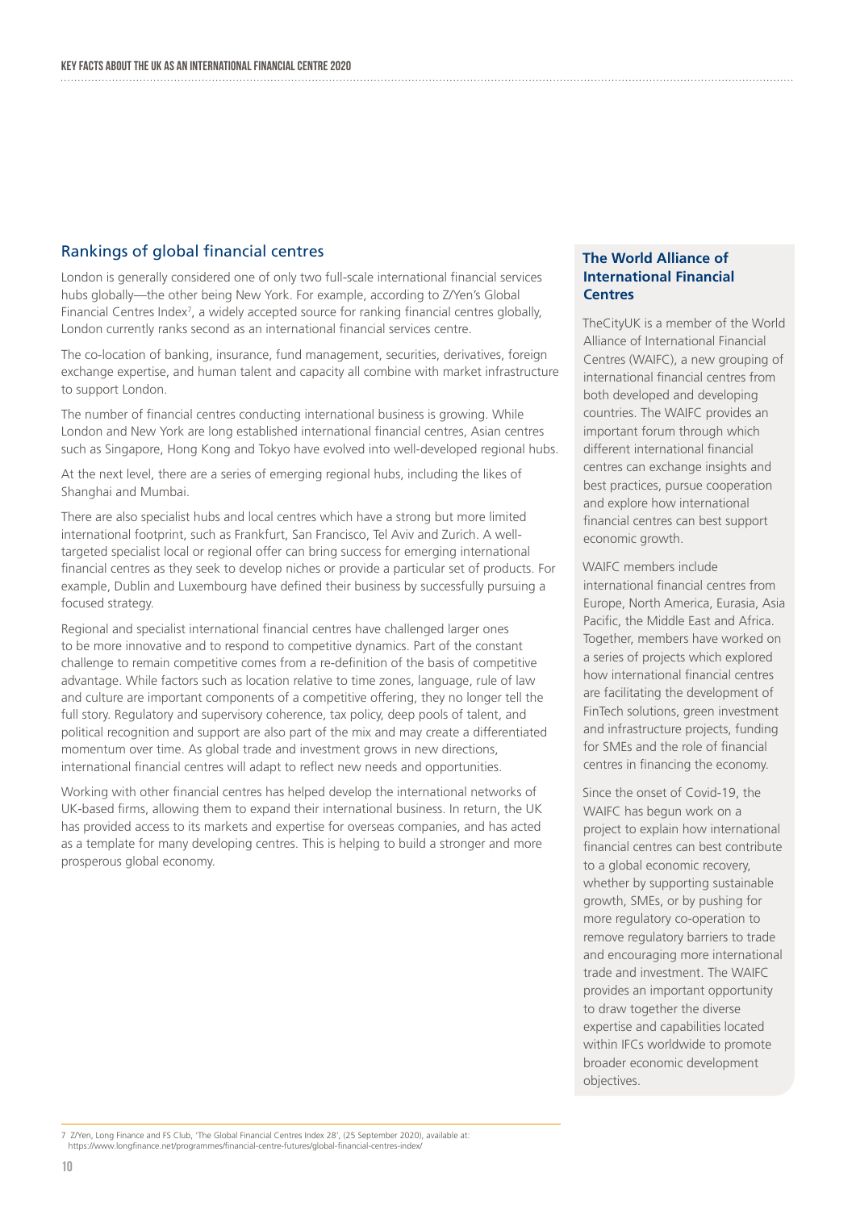## Rankings of global financial centres

London is generally considered one of only two full-scale international financial services hubs globally—the other being New York. For example, according to Z/Yen's Global Financial Centres Index[7], a widely accepted source for ranking financial centres globally, London currently ranks second as an international financial services centre.

The co-location of banking, insurance, fund management, securities, derivatives, foreign exchange expertise, and human talent and capacity all combine with market infrastructure to support London.

The number of financial centres conducting international business is growing. While London and New York are long established international financial centres, Asian centres such as Singapore, Hong Kong and Tokyo have evolved into well-developed regional hubs.

At the next level, there are a series of emerging regional hubs, including the likes of Shanghai and Mumbai.

There are also specialist hubs and local centres which have a strong but more limited international footprint, such as Frankfurt, San Francisco, Tel Aviv and Zurich. A well-targeted specialist local or regional offer can bring success for emerging international financial centres as they seek to develop niches or provide a particular set of products. For example, Dublin and Luxembourg have defined their business by successfully pursuing a focused strategy.

Regional and specialist international financial centres have challenged larger ones to be more innovative and to respond to competitive dynamics. Part of the constant challenge to remain competitive comes from a re-definition of the basis of competitive advantage. While factors such as location relative to time zones, language, rule of law and culture are important components of a competitive offering, they no longer tell the full story. Regulatory and supervisory coherence, tax policy, deep pools of talent, and political recognition and support are also part of the mix and may create a differentiated momentum over time. As global trade and investment grows in new directions, international financial centres will adapt to reflect new needs and opportunities.

Working with other financial centres has helped develop the international networks of UK-based firms, allowing them to expand their international business. In return, the UK has provided access to its markets and expertise for overseas companies, and has acted as a template for many developing centres. This is helping to build a stronger and more prosperous global economy.

### The World Alliance of International Financial Centres

TheCityUK is a member of the World Alliance of International Financial Centres (WAIFC), a new grouping of international financial centres from both developed and developing countries. The WAIFC provides an important forum through which different international financial centres can exchange insights and best practices, pursue cooperation and explore how international financial centres can best support economic growth.

WAIFC members include international financial centres from Europe, North America, Eurasia, Asia Pacific, the Middle East and Africa. Together, members have worked on a series of projects which explored how international financial centres are facilitating the development of FinTech solutions, green investment and infrastructure projects, funding for SMEs and the role of financial centres in financing the economy.

Since the onset of Covid-19, the WAIFC has begun work on a project to explain how international financial centres can best contribute to a global economic recovery, whether by supporting sustainable growth, SMEs, or by pushing for more regulatory co-operation to remove regulatory barriers to trade and encouraging more international trade and investment. The WAIFC provides an important opportunity to draw together the diverse expertise and capabilities located within IFCs worldwide to promote broader economic development objectives.

---

7 Z/Yen, Long Finance and FS Club, 'The Global Financial Centres Index 28', (25 September 2020), available at: https://www.longfinance.net/programmes/financial-centre-futures/global-financial-centres-index/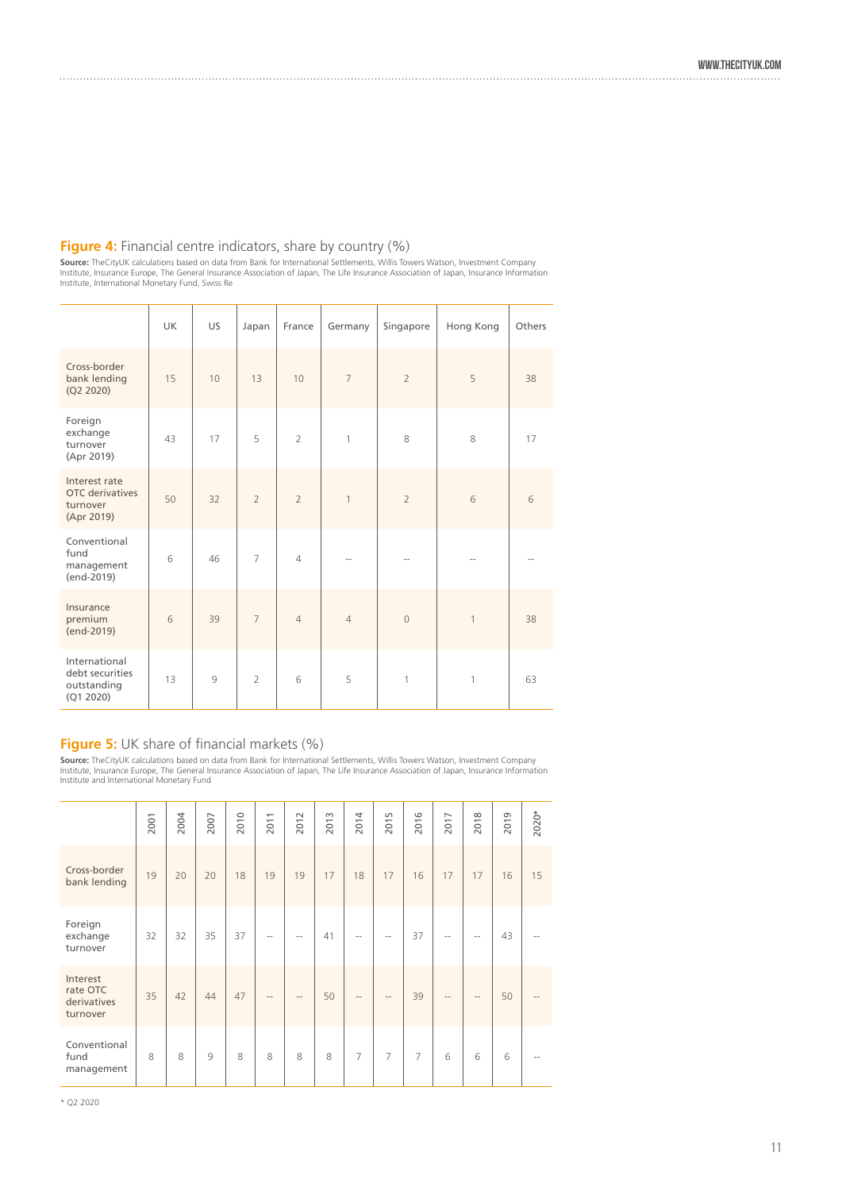**Figure 4:** Financial centre indicators, share by country (%)

**Source:** TheCityUK calculations based on data from Bank for International Settlements, Willis Towers Watson, Investment Company Institute, Insurance Europe, The General Insurance Association of Japan, The Life Insurance Association of Japan, Insurance Information Institute, International Monetary Fund, Swiss Re

| | UK | US | Japan | France | Germany | Singapore | Hong Kong | Others |
|---|---|---|---|---|---|---|---|---|
| Cross-border bank lending (Q2 2020) | 15 | 10 | 13 | 10 | 7 | 2 | 5 | 38 |
| Foreign exchange turnover (Apr 2019) | 43 | 17 | 5 | 2 | 1 | 8 | 8 | 17 |
| Interest rate OTC derivatives turnover (Apr 2019) | 50 | 32 | 2 | 2 | 1 | 2 | 6 | 6 |
| Conventional fund management (end-2019) | 6 | 46 | 7 | 4 | -- | -- | -- | -- |
| Insurance premium (end-2019) | 6 | 39 | 7 | 4 | 4 | 0 | 1 | 38 |
| International debt securities outstanding (Q1 2020) | 13 | 9 | 2 | 6 | 5 | 1 | 1 | 63 |

**Figure 5:** UK share of financial markets (%)

**Source:** TheCityUK calculations based on data from Bank for International Settlements, Willis Towers Watson, Investment Company Institute, Insurance Europe, The General Insurance Association of Japan, The Life Insurance Association of Japan, Insurance Information Institute and International Monetary Fund

| | 2001 | 2004 | 2007 | 2010 | 2011 | 2012 | 2013 | 2014 | 2015 | 2016 | 2017 | 2018 | 2019 | 2020* |
|---|---|---|---|---|---|---|---|---|---|---|---|---|---|---|
| Cross-border bank lending | 19 | 20 | 20 | 18 | 19 | 19 | 17 | 18 | 17 | 16 | 17 | 17 | 16 | 15 |
| Foreign exchange turnover | 32 | 32 | 35 | 37 | -- | -- | 41 | -- | -- | 37 | -- | -- | 43 | -- |
| Interest rate OTC derivatives turnover | 35 | 42 | 44 | 47 | -- | -- | 50 | -- | -- | 39 | -- | -- | 50 | -- |
| Conventional fund management | 8 | 8 | 9 | 8 | 8 | 8 | 8 | 7 | 7 | 7 | 6 | 6 | 6 | -- |

\* Q2 2020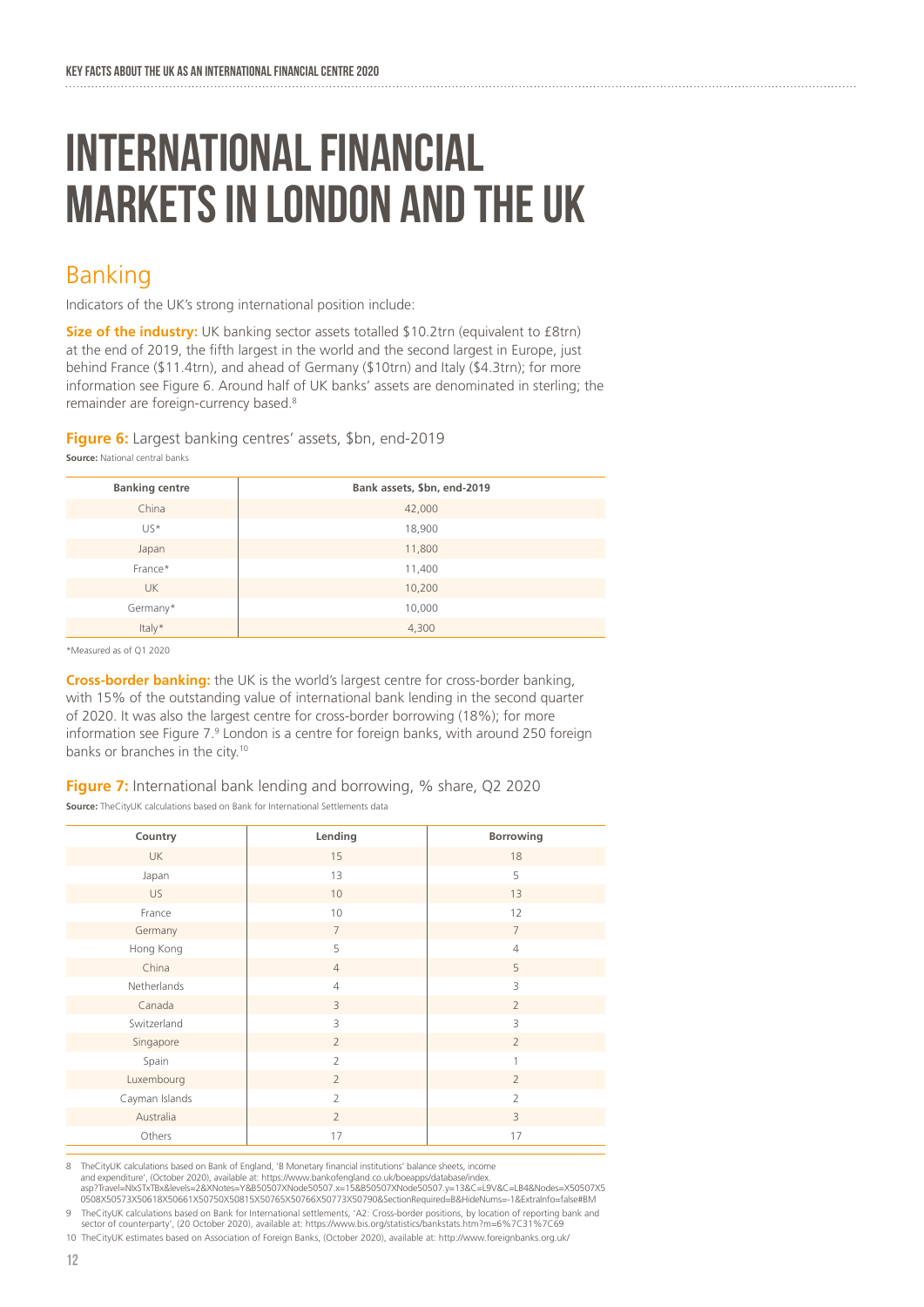# INTERNATIONAL FINANCIAL MARKETS IN LONDON AND THE UK

## Banking

Indicators of the UK's strong international position include:

**Size of the industry:** UK banking sector assets totalled $10.2trn (equivalent to £8trn) at the end of 2019, the fifth largest in the world and the second largest in Europe, just behind France ($11.4trn), and ahead of Germany ($10trn) and Italy ($4.3trn); for more information see Figure 6. Around half of UK banks' assets are denominated in sterling; the remainder are foreign-currency based.[8]

**Figure 6:** Largest banking centres' assets, $bn, end-2019

**Source:** National central banks

| Banking centre | Bank assets, $bn, end-2019 |
|---|---|
| China | 42,000 |
| US* | 18,900 |
| Japan | 11,800 |
| France* | 11,400 |
| UK | 10,200 |
| Germany* | 10,000 |
| Italy* | 4,300 |

*Measured as of Q1 2020

**Cross-border banking:** the UK is the world's largest centre for cross-border banking, with 15% of the outstanding value of international bank lending in the second quarter of 2020. It was also the largest centre for cross-border borrowing (18%); for more information see Figure 7.[9] London is a centre for foreign banks, with around 250 foreign banks or branches in the city.[10]

**Figure 7:** International bank lending and borrowing, % share, Q2 2020

**Source:** TheCityUK calculations based on Bank for International Settlements data

| Country | Lending | Borrowing |
|---|---|---|
| UK | 15 | 18 |
| Japan | 13 | 5 |
| US | 10 | 13 |
| France | 10 | 12 |
| Germany | 7 | 7 |
| Hong Kong | 5 | 4 |
| China | 4 | 5 |
| Netherlands | 4 | 3 |
| Canada | 3 | 2 |
| Switzerland | 3 | 3 |
| Singapore | 2 | 2 |
| Spain | 2 | 1 |
| Luxembourg | 2 | 2 |
| Cayman Islands | 2 | 2 |
| Australia | 2 | 3 |
| Others | 17 | 17 |

8 TheCityUK calculations based on Bank of England, 'B Monetary financial institutions' balance sheets, income and expenditure', (October 2020), available at: https://www.bankofengland.co.uk/boeapps/database/index.asp?Travel=NIxSTxTBx&levels=2&XNotes=Y&B50507XNode50507.x=15&B50507XNode50507.y=13&C=L9V&C=LB4&Nodes=X50507X50508X50573X50618X50661X50750X50815X50765X50766X50773X50790&SectionRequired=B&HideNums=-1&ExtraInfo=false#BM

9 TheCityUK calculations based on Bank for International settlements, 'A2: Cross-border positions, by location of reporting bank and sector of counterparty', (20 October 2020), available at: https://www.bis.org/statistics/bankstats.htm?m=6%7C31%7C69

10 TheCityUK estimates based on Association of Foreign Banks, (October 2020), available at: http://www.foreignbanks.org.uk/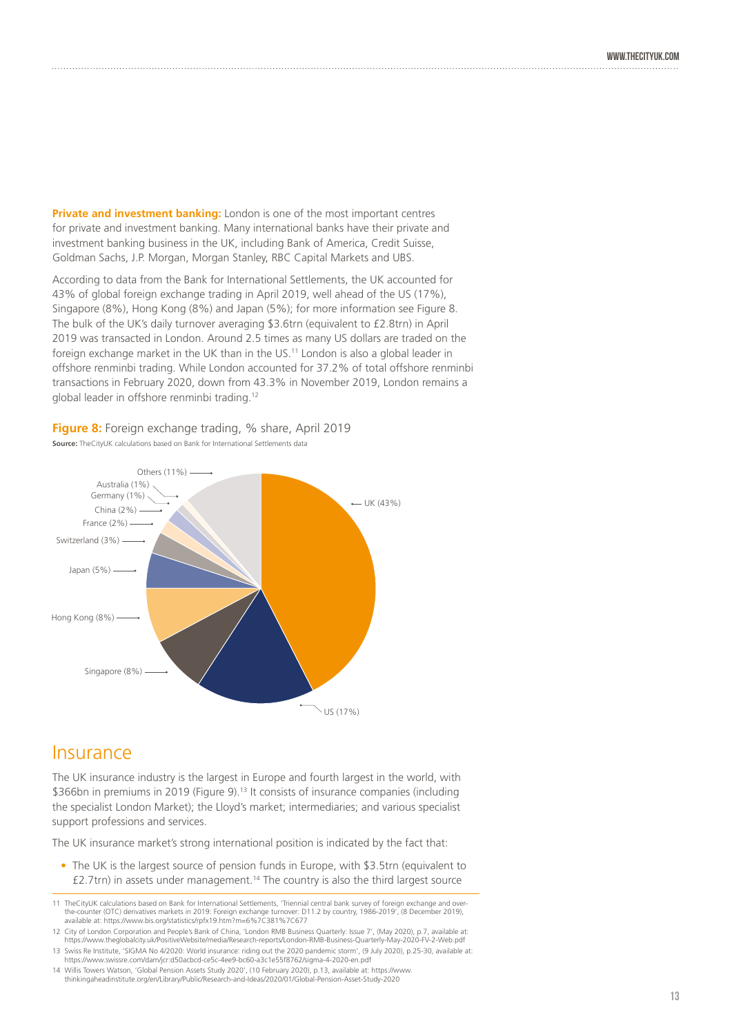**Private and investment banking:** London is one of the most important centres for private and investment banking. Many international banks have their private and investment banking business in the UK, including Bank of America, Credit Suisse, Goldman Sachs, J.P. Morgan, Morgan Stanley, RBC Capital Markets and UBS.

According to data from the Bank for International Settlements, the UK accounted for 43% of global foreign exchange trading in April 2019, well ahead of the US (17%), Singapore (8%), Hong Kong (8%) and Japan (5%); for more information see Figure 8. The bulk of the UK's daily turnover averaging $3.6trn (equivalent to £2.8trn) in April 2019 was transacted in London. Around 2.5 times as many US dollars are traded on the foreign exchange market in the UK than in the US.[11] London is also a global leader in offshore renminbi trading. While London accounted for 37.2% of total offshore renminbi transactions in February 2020, down from 43.3% in November 2019, London remains a global leader in offshore renminbi trading.[12]

**Figure 8:** Foreign exchange trading, % share, April 2019

**Source:** TheCityUK calculations based on Bank for International Settlements data

| Country | % share |
|---|---|
| UK | 43% |
| US | 17% |
| Singapore | 8% |
| Hong Kong | 8% |
| Japan | 5% |
| Switzerland | 3% |
| France | 2% |
| China | 2% |
| Germany | 1% |
| Australia | 1% |
| Others | 11% |

## Insurance

The UK insurance industry is the largest in Europe and fourth largest in the world, with $366bn in premiums in 2019 (Figure 9).[13] It consists of insurance companies (including the specialist London Market); the Lloyd's market; intermediaries; and various specialist support professions and services.

The UK insurance market's strong international position is indicated by the fact that:

- The UK is the largest source of pension funds in Europe, with $3.5trn (equivalent to £2.7trn) in assets under management.[14] The country is also the third largest source

---

11 TheCityUK calculations based on Bank for International Settlements, 'Triennial central bank survey of foreign exchange and over-the-counter (OTC) derivatives markets in 2019: Foreign exchange turnover: D11.2 by country, 1986-2019', (8 December 2019), available at: https://www.bis.org/statistics/rpfx19.htm?m=6%7C381%7C677

12 City of London Corporation and People's Bank of China, 'London RMB Business Quarterly: Issue 7', (May 2020), p.7, available at: https://www.theglobalcity.uk/PositiveWebsite/media/Research-reports/London-RMB-Business-Quarterly-May-2020-FV-2-Web.pdf

13 Swiss Re Institute, 'SIGMA No 4/2020: World insurance: riding out the 2020 pandemic storm', (9 July 2020), p.25-30, available at: https://www.swissre.com/dam/jcr:d50acbcd-ce5c-4ee9-bc60-a3c1e55f8762/sigma-4-2020-en.pdf

14 Willis Towers Watson, 'Global Pension Assets Study 2020', (10 February 2020), p.13, available at: https://www.thinkingaheadinstitute.org/en/Library/Public/Research-and-Ideas/2020/01/Global-Pension-Asset-Study-2020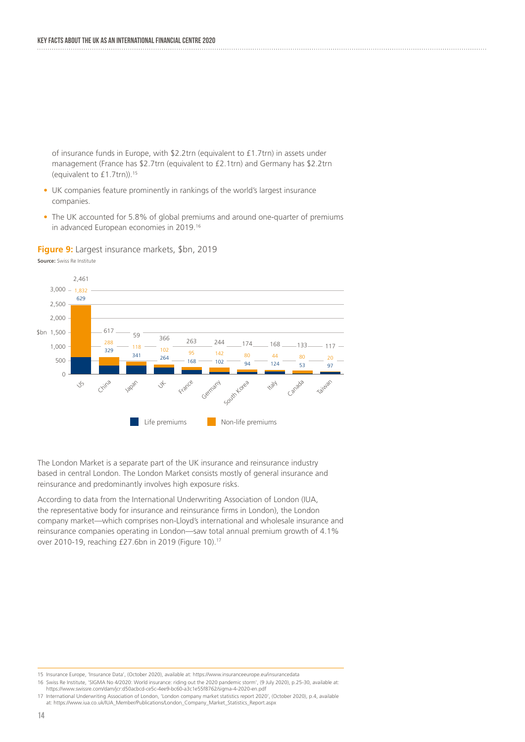of insurance funds in Europe, with $2.2trn (equivalent to £1.7trn) in assets under management (France has $2.7trn (equivalent to £2.1trn) and Germany has $2.2trn (equivalent to £1.7trn)).[15]

- UK companies feature prominently in rankings of the world's largest insurance companies.
- The UK accounted for 5.8% of global premiums and around one-quarter of premiums in advanced European economies in 2019.[16]

**Figure 9:** Largest insurance markets, $bn, 2019

**Source:** Swiss Re Institute

| Country | Life premiums ($bn) | Non-life premiums ($bn) | Total ($bn) |
|---|---|---|---|
| US | 629 | 1,832 | 2,461 |
| China | 329 | 288 | 617 |
| Japan | 341 | 118 | 59 |
| UK | 264 | 102 | 366 |
| France | 168 | 95 | 263 |
| Germany | 102 | 142 | 244 |
| South Korea | 94 | 80 | 174 |
| Italy | 124 | 44 | 168 |
| Canada | 53 | 80 | 133 |
| Taiwan | 97 | 20 | 117 |

The London Market is a separate part of the UK insurance and reinsurance industry based in central London. The London Market consists mostly of general insurance and reinsurance and predominantly involves high exposure risks.

According to data from the International Underwriting Association of London (IUA, the representative body for insurance and reinsurance firms in London), the London company market—which comprises non-Lloyd's international and wholesale insurance and reinsurance companies operating in London—saw total annual premium growth of 4.1% over 2010-19, reaching £27.6bn in 2019 (Figure 10).[17]

---

15 Insurance Europe, 'Insurance Data', (October 2020), available at: https://www.insuranceeurope.eu/insurancedata

16 Swiss Re Institute, 'SIGMA No 4/2020: World insurance: riding out the 2020 pandemic storm', (9 July 2020), p.25-30, available at: https://www.swissre.com/dam/jcr:d50acbcd-ce5c-4ee9-bc60-a3c1e55f8762/sigma-4-2020-en.pdf

17 International Underwriting Association of London, 'London company market statistics report 2020', (October 2020), p.4, available at: https://www.iua.co.uk/IUA_Member/Publications/London_Company_Market_Statistics_Report.aspx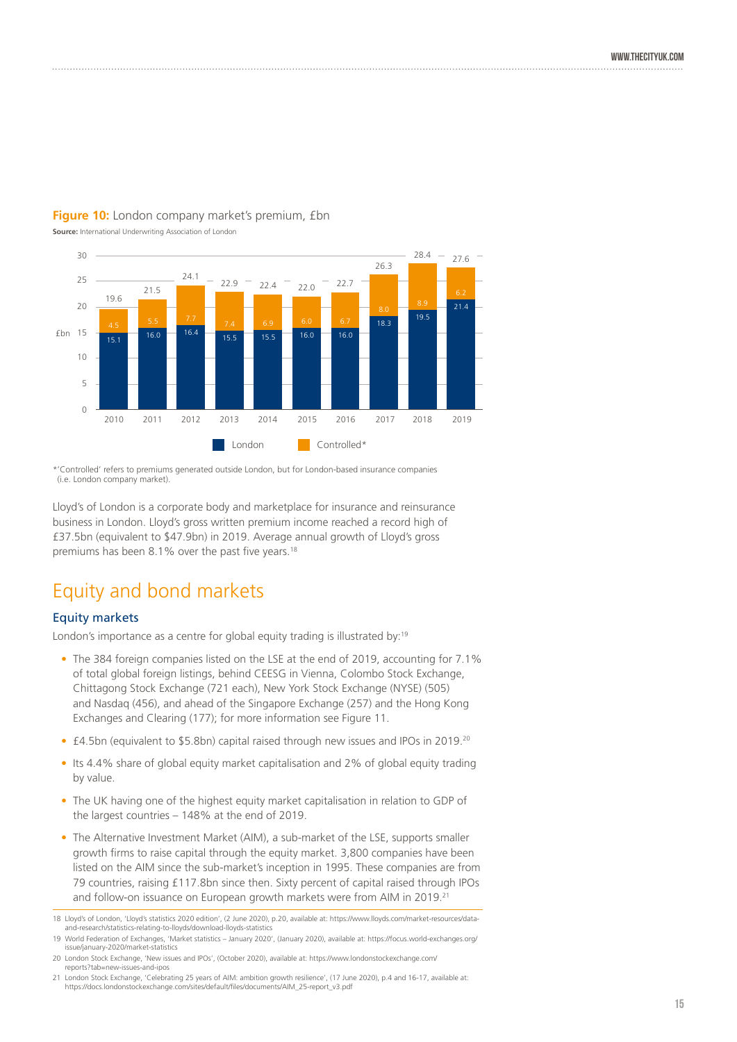**Figure 10:** London company market's premium, £bn

**Source:** International Underwriting Association of London

| Year | London | Controlled* | Total |
|---|---|---|---|
| 2010 | 15.1 | 4.5 | 19.6 |
| 2011 | 16.0 | 5.5 | 21.5 |
| 2012 | 16.4 | 7.7 | 24.1 |
| 2013 | 15.5 | 7.4 | 22.9 |
| 2014 | 15.5 | 6.9 | 22.4 |
| 2015 | 16.0 | 6.0 | 22.0 |
| 2016 | 16.0 | 6.7 | 22.7 |
| 2017 | 18.3 | 8.0 | 26.3 |
| 2018 | 19.5 | 8.9 | 28.4 |
| 2019 | 21.4 | 6.2 | 27.6 |

*'Controlled' refers to premiums generated outside London, but for London-based insurance companies (i.e. London company market).

Lloyd's of London is a corporate body and marketplace for insurance and reinsurance business in London. Lloyd's gross written premium income reached a record high of £37.5bn (equivalent to $47.9bn) in 2019. Average annual growth of Lloyd's gross premiums has been 8.1% over the past five years.[18]

# Equity and bond markets

## Equity markets

London's importance as a centre for global equity trading is illustrated by:[19]

- The 384 foreign companies listed on the LSE at the end of 2019, accounting for 7.1% of total global foreign listings, behind CEESG in Vienna, Colombo Stock Exchange, Chittagong Stock Exchange (721 each), New York Stock Exchange (NYSE) (505) and Nasdaq (456), and ahead of the Singapore Exchange (257) and the Hong Kong Exchanges and Clearing (177); for more information see Figure 11.
- £4.5bn (equivalent to $5.8bn) capital raised through new issues and IPOs in 2019.[20]
- Its 4.4% share of global equity market capitalisation and 2% of global equity trading by value.
- The UK having one of the highest equity market capitalisation in relation to GDP of the largest countries – 148% at the end of 2019.
- The Alternative Investment Market (AIM), a sub-market of the LSE, supports smaller growth firms to raise capital through the equity market. 3,800 companies have been listed on the AIM since the sub-market's inception in 1995. These companies are from 79 countries, raising £117.8bn since then. Sixty percent of capital raised through IPOs and follow-on issuance on European growth markets were from AIM in 2019.[21]

18 Lloyd's of London, 'Lloyd's statistics 2020 edition', (2 June 2020), p.20, available at: https://www.lloyds.com/market-resources/data-and-research/statistics-relating-to-lloyds/download-lloyds-statistics

19 World Federation of Exchanges, 'Market statistics – January 2020', (January 2020), available at: https://focus.world-exchanges.org/issue/january-2020/market-statistics

20 London Stock Exchange, 'New issues and IPOs', (October 2020), available at: https://www.londonstockexchange.com/reports?tab=new-issues-and-ipos

21 London Stock Exchange, 'Celebrating 25 years of AIM: ambition growth resilience', (17 June 2020), p.4 and 16-17, available at: https://docs.londonstockexchange.com/sites/default/files/documents/AIM_25-report_v3.pdf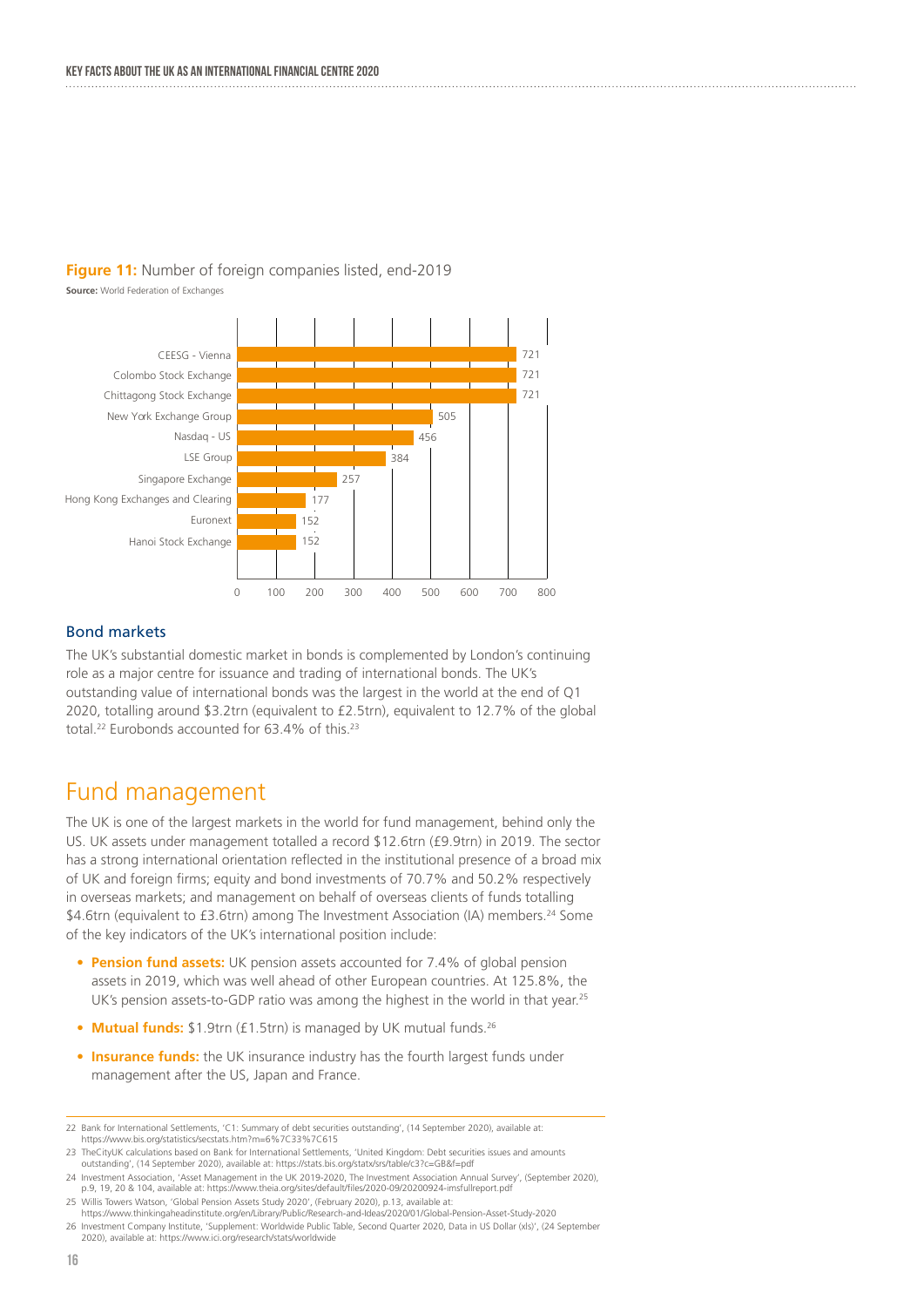**Figure 11:** Number of foreign companies listed, end-2019

**Source:** World Federation of Exchanges

| Exchange | Number of foreign companies listed |
|---|---|
| CEESG - Vienna | 721 |
| Colombo Stock Exchange | 721 |
| Chittagong Stock Exchange | 721 |
| New York Exchange Group | 505 |
| Nasdaq - US | 456 |
| LSE Group | 384 |
| Singapore Exchange | 257 |
| Hong Kong Exchanges and Clearing | 177 |
| Euronext | 152 |
| Hanoi Stock Exchange | 152 |

### Bond markets

The UK's substantial domestic market in bonds is complemented by London's continuing role as a major centre for issuance and trading of international bonds. The UK's outstanding value of international bonds was the largest in the world at the end of Q1 2020, totalling around $3.2trn (equivalent to £2.5trn), equivalent to 12.7% of the global total.[22] Eurobonds accounted for 63.4% of this.[23]

## Fund management

The UK is one of the largest markets in the world for fund management, behind only the US. UK assets under management totalled a record $12.6trn (£9.9trn) in 2019. The sector has a strong international orientation reflected in the institutional presence of a broad mix of UK and foreign firms; equity and bond investments of 70.7% and 50.2% respectively in overseas markets; and management on behalf of overseas clients of funds totalling $4.6trn (equivalent to £3.6trn) among The Investment Association (IA) members.[24] Some of the key indicators of the UK's international position include:

- **Pension fund assets:** UK pension assets accounted for 7.4% of global pension assets in 2019, which was well ahead of other European countries. At 125.8%, the UK's pension assets-to-GDP ratio was among the highest in the world in that year.[25]
- **Mutual funds:** $1.9trn (£1.5trn) is managed by UK mutual funds.[26]
- **Insurance funds:** the UK insurance industry has the fourth largest funds under management after the US, Japan and France.

---

22 Bank for International Settlements, 'C1: Summary of debt securities outstanding', (14 September 2020), available at: https://www.bis.org/statistics/secstats.htm?m=6%7C33%7C615

23 TheCityUK calculations based on Bank for International Settlements, 'United Kingdom: Debt securities issues and amounts outstanding', (14 September 2020), available at: https://stats.bis.org/statx/srs/table/c3?c=GB&f=pdf

24 Investment Association, 'Asset Management in the UK 2019-2020, The Investment Association Annual Survey', (September 2020), p.9, 19, 20 & 104, available at: https://www.theia.org/sites/default/files/2020-09/20200924-imsfullreport.pdf

25 Willis Towers Watson, 'Global Pension Assets Study 2020', (February 2020), p.13, available at: https://www.thinkingaheadinstitute.org/en/Library/Public/Research-and-Ideas/2020/01/Global-Pension-Asset-Study-2020

26 Investment Company Institute, 'Supplement: Worldwide Public Table, Second Quarter 2020, Data in US Dollar (xls)', (24 September 2020), available at: https://www.ici.org/research/stats/worldwide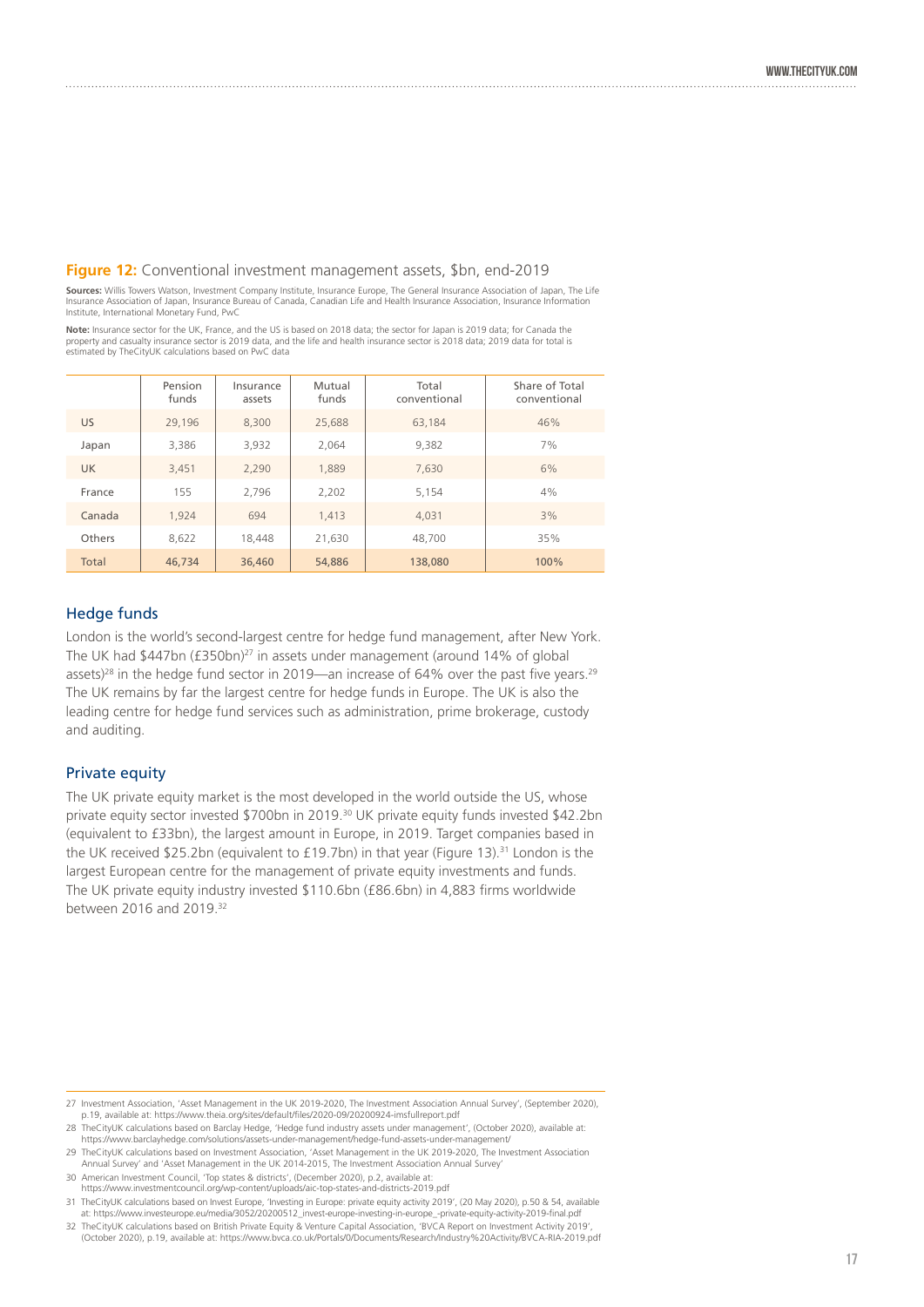**Figure 12:** Conventional investment management assets, $bn, end-2019

**Sources:** Willis Towers Watson, Investment Company Institute, Insurance Europe, The General Insurance Association of Japan, The Life Insurance Association of Japan, Insurance Bureau of Canada, Canadian Life and Health Insurance Association, Insurance Information Institute, International Monetary Fund, PwC

**Note:** Insurance sector for the UK, France, and the US is based on 2018 data; the sector for Japan is 2019 data; for Canada the property and casualty insurance sector is 2019 data, and the life and health insurance sector is 2018 data; 2019 data for total is estimated by TheCityUK calculations based on PwC data

| | Pension funds | Insurance assets | Mutual funds | Total conventional | Share of Total conventional |
|---|---|---|---|---|---|
| US | 29,196 | 8,300 | 25,688 | 63,184 | 46% |
| Japan | 3,386 | 3,932 | 2,064 | 9,382 | 7% |
| UK | 3,451 | 2,290 | 1,889 | 7,630 | 6% |
| France | 155 | 2,796 | 2,202 | 5,154 | 4% |
| Canada | 1,924 | 694 | 1,413 | 4,031 | 3% |
| Others | 8,622 | 18,448 | 21,630 | 48,700 | 35% |
| Total | 46,734 | 36,460 | 54,886 | 138,080 | 100% |

## Hedge funds

London is the world's second-largest centre for hedge fund management, after New York. The UK had $447bn (£350bn)[27] in assets under management (around 14% of global assets)[28] in the hedge fund sector in 2019—an increase of 64% over the past five years.[29] The UK remains by far the largest centre for hedge funds in Europe. The UK is also the leading centre for hedge fund services such as administration, prime brokerage, custody and auditing.

## Private equity

The UK private equity market is the most developed in the world outside the US, whose private equity sector invested $700bn in 2019.[30] UK private equity funds invested $42.2bn (equivalent to £33bn), the largest amount in Europe, in 2019. Target companies based in the UK received $25.2bn (equivalent to £19.7bn) in that year (Figure 13).[31] London is the largest European centre for the management of private equity investments and funds. The UK private equity industry invested $110.6bn (£86.6bn) in 4,883 firms worldwide between 2016 and 2019.[32]

27 Investment Association, 'Asset Management in the UK 2019-2020, The Investment Association Annual Survey', (September 2020), p.19, available at: https://www.theia.org/sites/default/files/2020-09/20200924-imsfullreport.pdf

28 TheCityUK calculations based on Barclay Hedge, 'Hedge fund industry assets under management', (October 2020), available at: https://www.barclayhedge.com/solutions/assets-under-management/hedge-fund-assets-under-management/

29 TheCityUK calculations based on Investment Association, 'Asset Management in the UK 2019-2020, The Investment Association Annual Survey' and 'Asset Management in the UK 2014-2015, The Investment Association Annual Survey'

30 American Investment Council, 'Top states & districts', (December 2020), p.2, available at: https://www.investmentcouncil.org/wp-content/uploads/aic-top-states-and-districts-2019.pdf

31 TheCityUK calculations based on Invest Europe, 'Investing in Europe: private equity activity 2019', (20 May 2020), p.50 & 54, available at: https://www.investeurope.eu/media/3052/20200512_invest-europe-investing-in-europe_-private-equity-activity-2019-final.pdf

32 TheCityUK calculations based on British Private Equity & Venture Capital Association, 'BVCA Report on Investment Activity 2019', (October 2020), p.19, available at: https://www.bvca.co.uk/Portals/0/Documents/Research/Industry%20Activity/BVCA-RIA-2019.pdf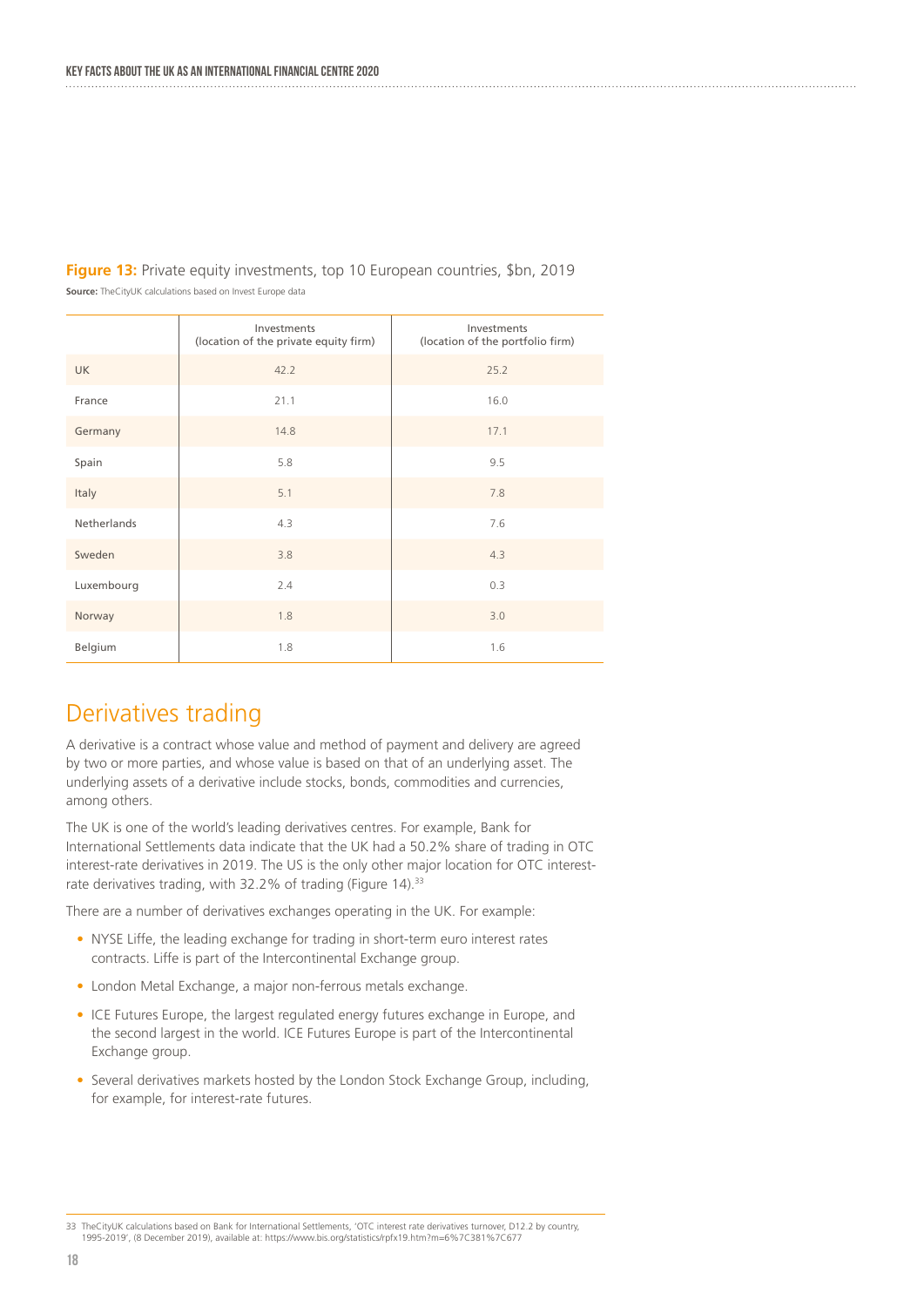**Figure 13:** Private equity investments, top 10 European countries, $bn, 2019

**Source:** TheCityUK calculations based on Invest Europe data

| | Investments (location of the private equity firm) | Investments (location of the portfolio firm) |
|---|---|---|
| UK | 42.2 | 25.2 |
| France | 21.1 | 16.0 |
| Germany | 14.8 | 17.1 |
| Spain | 5.8 | 9.5 |
| Italy | 5.1 | 7.8 |
| Netherlands | 4.3 | 7.6 |
| Sweden | 3.8 | 4.3 |
| Luxembourg | 2.4 | 0.3 |
| Norway | 1.8 | 3.0 |
| Belgium | 1.8 | 1.6 |

## Derivatives trading

A derivative is a contract whose value and method of payment and delivery are agreed by two or more parties, and whose value is based on that of an underlying asset. The underlying assets of a derivative include stocks, bonds, commodities and currencies, among others.

The UK is one of the world's leading derivatives centres. For example, Bank for International Settlements data indicate that the UK had a 50.2% share of trading in OTC interest-rate derivatives in 2019. The US is the only other major location for OTC interest-rate derivatives trading, with 32.2% of trading (Figure 14).[33]

There are a number of derivatives exchanges operating in the UK. For example:

- NYSE Liffe, the leading exchange for trading in short-term euro interest rates contracts. Liffe is part of the Intercontinental Exchange group.
- London Metal Exchange, a major non-ferrous metals exchange.
- ICE Futures Europe, the largest regulated energy futures exchange in Europe, and the second largest in the world. ICE Futures Europe is part of the Intercontinental Exchange group.
- Several derivatives markets hosted by the London Stock Exchange Group, including, for example, for interest-rate futures.

33 TheCityUK calculations based on Bank for International Settlements, 'OTC interest rate derivatives turnover, D12.2 by country, 1995-2019', (8 December 2019), available at: https://www.bis.org/statistics/rpfx19.htm?m=6%7C381%7C677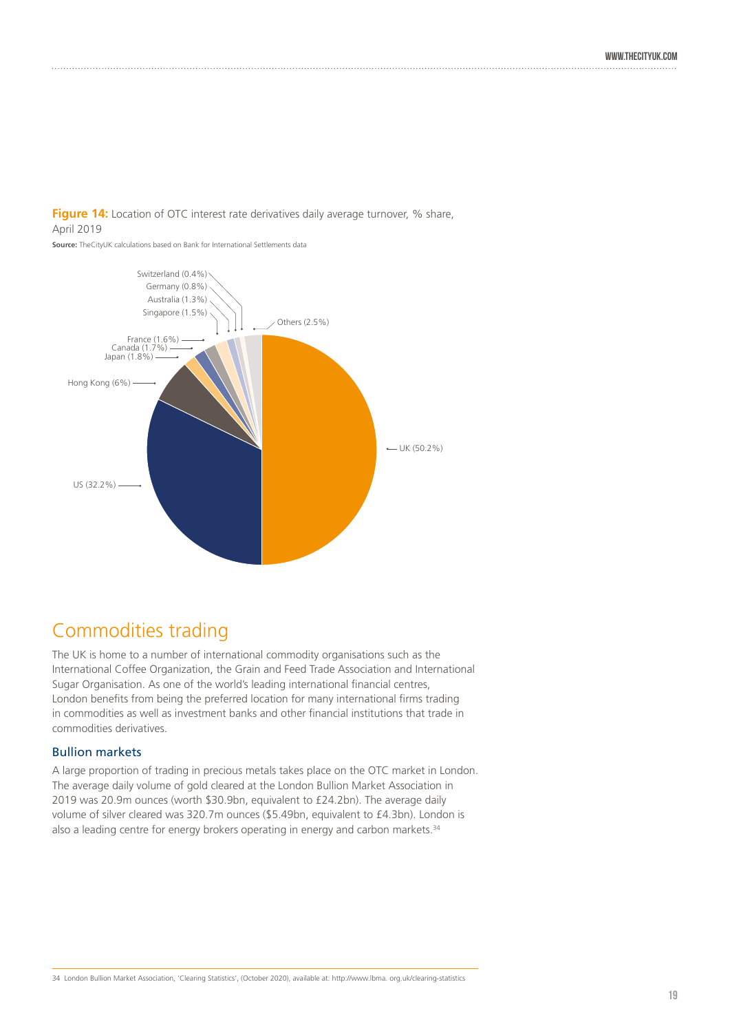**Figure 14:** Location of OTC interest rate derivatives daily average turnover, % share, April 2019

**Source:** TheCityUK calculations based on Bank for International Settlements data

| Location | % share |
| --- | --- |
| UK | 50.2% |
| US | 32.2% |
| Hong Kong | 6% |
| Japan | 1.8% |
| Canada | 1.7% |
| France | 1.6% |
| Singapore | 1.5% |
| Australia | 1.3% |
| Germany | 0.8% |
| Switzerland | 0.4% |
| Others | 2.5% |

## Commodities trading

The UK is home to a number of international commodity organisations such as the International Coffee Organization, the Grain and Feed Trade Association and International Sugar Organisation. As one of the world's leading international financial centres, London benefits from being the preferred location for many international firms trading in commodities as well as investment banks and other financial institutions that trade in commodities derivatives.

### Bullion markets

A large proportion of trading in precious metals takes place on the OTC market in London. The average daily volume of gold cleared at the London Bullion Market Association in 2019 was 20.9m ounces (worth $30.9bn, equivalent to £24.2bn). The average daily volume of silver cleared was 320.7m ounces ($5.49bn, equivalent to £4.3bn). London is also a leading centre for energy brokers operating in energy and carbon markets.[34]

34 London Bullion Market Association, 'Clearing Statistics', (October 2020), available at: http://www.lbma. org.uk/clearing-statistics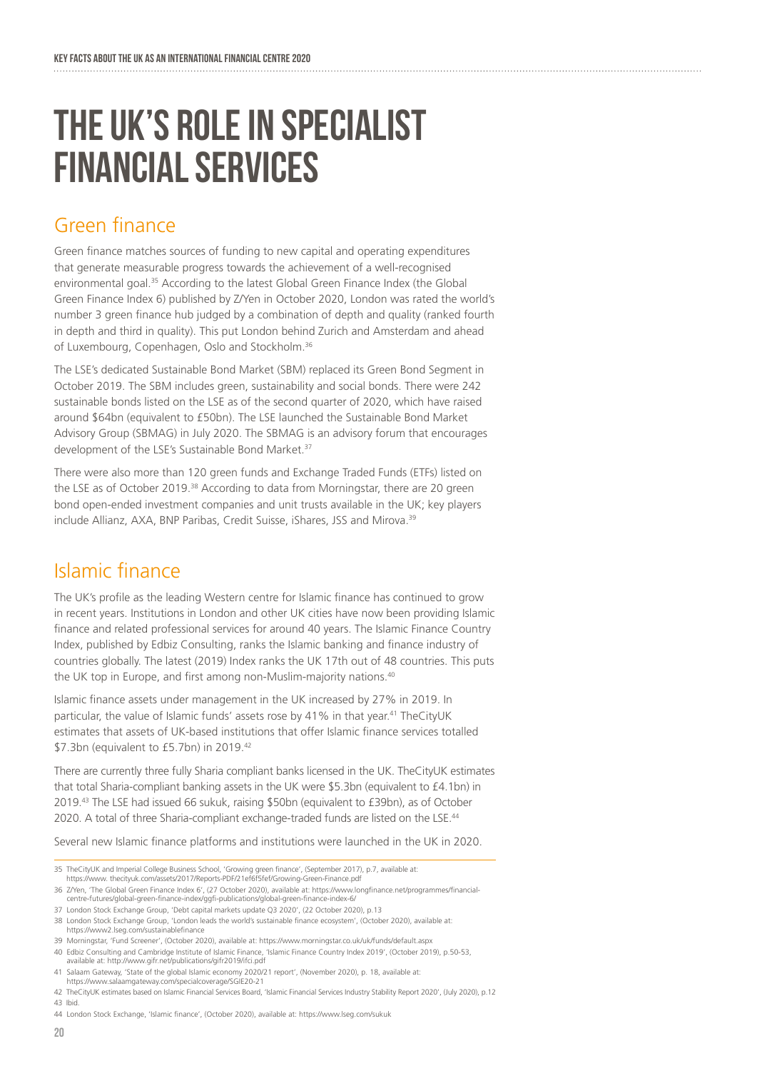# THE UK'S ROLE IN SPECIALIST FINANCIAL SERVICES

## Green finance

Green finance matches sources of funding to new capital and operating expenditures that generate measurable progress towards the achievement of a well-recognised environmental goal.[35] According to the latest Global Green Finance Index (the Global Green Finance Index 6) published by Z/Yen in October 2020, London was rated the world's number 3 green finance hub judged by a combination of depth and quality (ranked fourth in depth and third in quality). This put London behind Zurich and Amsterdam and ahead of Luxembourg, Copenhagen, Oslo and Stockholm.[36]

The LSE's dedicated Sustainable Bond Market (SBM) replaced its Green Bond Segment in October 2019. The SBM includes green, sustainability and social bonds. There were 242 sustainable bonds listed on the LSE as of the second quarter of 2020, which have raised around $64bn (equivalent to £50bn). The LSE launched the Sustainable Bond Market Advisory Group (SBMAG) in July 2020. The SBMAG is an advisory forum that encourages development of the LSE's Sustainable Bond Market.[37]

There were also more than 120 green funds and Exchange Traded Funds (ETFs) listed on the LSE as of October 2019.[38] According to data from Morningstar, there are 20 green bond open-ended investment companies and unit trusts available in the UK; key players include Allianz, AXA, BNP Paribas, Credit Suisse, iShares, JSS and Mirova.[39]

## Islamic finance

The UK's profile as the leading Western centre for Islamic finance has continued to grow in recent years. Institutions in London and other UK cities have now been providing Islamic finance and related professional services for around 40 years. The Islamic Finance Country Index, published by Edbiz Consulting, ranks the Islamic banking and finance industry of countries globally. The latest (2019) Index ranks the UK 17th out of 48 countries. This puts the UK top in Europe, and first among non-Muslim-majority nations.[40]

Islamic finance assets under management in the UK increased by 27% in 2019. In particular, the value of Islamic funds' assets rose by 41% in that year.[41] TheCityUK estimates that assets of UK-based institutions that offer Islamic finance services totalled $7.3bn (equivalent to £5.7bn) in 2019.[42]

There are currently three fully Sharia compliant banks licensed in the UK. TheCityUK estimates that total Sharia-compliant banking assets in the UK were $5.3bn (equivalent to £4.1bn) in 2019.[43] The LSE had issued 66 sukuk, raising $50bn (equivalent to £39bn), as of October 2020. A total of three Sharia-compliant exchange-traded funds are listed on the LSE.[44]

Several new Islamic finance platforms and institutions were launched in the UK in 2020.

---

35 TheCityUK and Imperial College Business School, 'Growing green finance', (September 2017), p.7, available at: https://www. thecityuk.com/assets/2017/Reports-PDF/21ef6f5fef/Growing-Green-Finance.pdf

36 Z/Yen, 'The Global Green Finance Index 6', (27 October 2020), available at: https://www.longfinance.net/programmes/financial-centre-futures/global-green-finance-index/ggfi-publications/global-green-finance-index-6/

37 London Stock Exchange Group, 'Debt capital markets update Q3 2020', (22 October 2020), p.13

38 London Stock Exchange Group, 'London leads the world's sustainable finance ecosystem', (October 2020), available at: https://www2.lseg.com/sustainablefinance

39 Morningstar, 'Fund Screener', (October 2020), available at: https://www.morningstar.co.uk/uk/funds/default.aspx

40 Edbiz Consulting and Cambridge Institute of Islamic Finance, 'Islamic Finance Country Index 2019', (October 2019), p.50-53, available at: http://www.gifr.net/publications/gifr2019/ifci.pdf

41 Salaam Gateway, 'State of the global Islamic economy 2020/21 report', (November 2020), p. 18, available at: https://www.salaamgateway.com/specialcoverage/SGIE20-21

42 TheCityUK estimates based on Islamic Financial Services Board, 'Islamic Financial Services Industry Stability Report 2020', (July 2020), p.12

43 Ibid.

44 London Stock Exchange, 'Islamic finance', (October 2020), available at: https://www.lseg.com/sukuk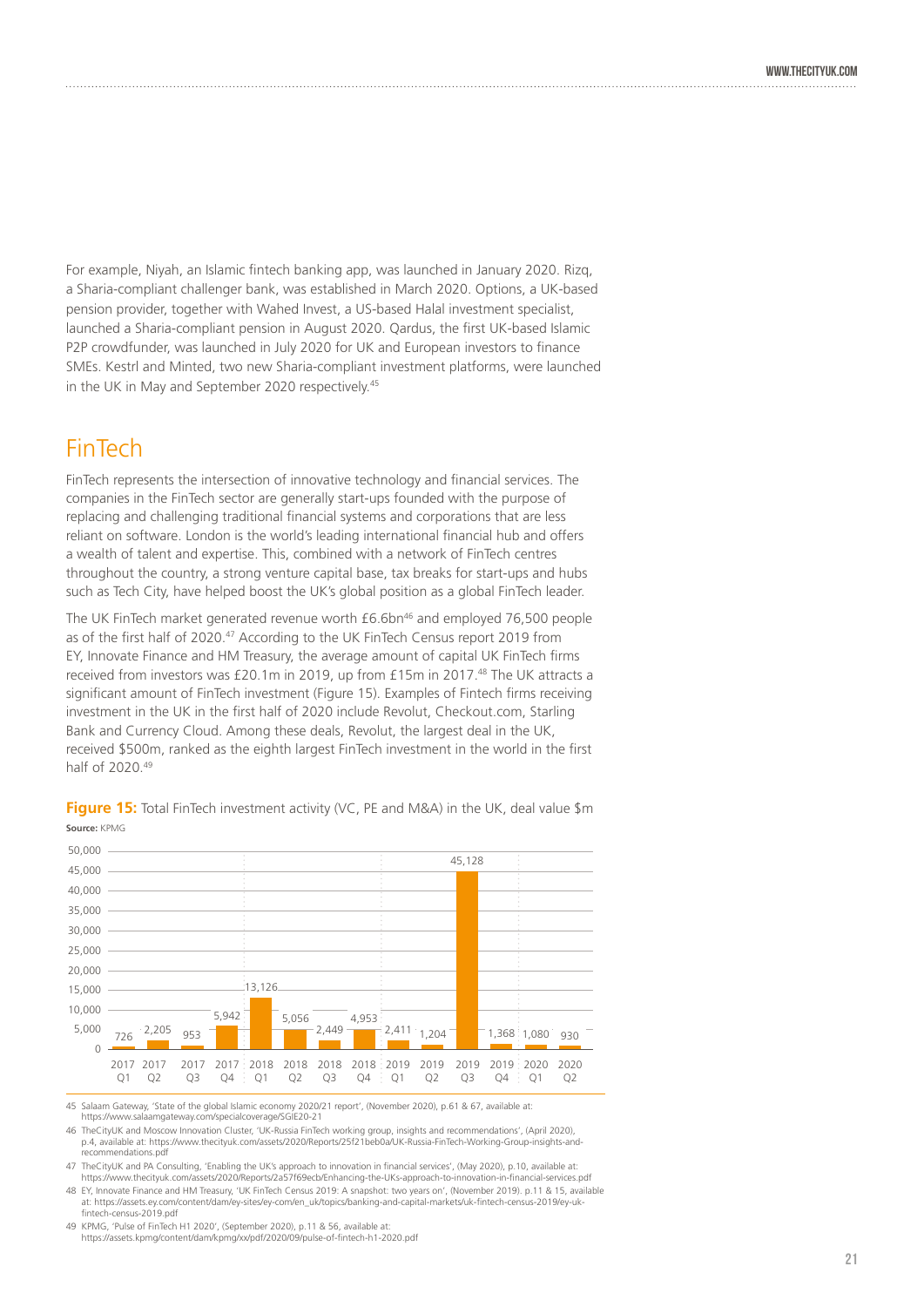For example, Niyah, an Islamic fintech banking app, was launched in January 2020. Rizq, a Sharia-compliant challenger bank, was established in March 2020. Options, a UK-based pension provider, together with Wahed Invest, a US-based Halal investment specialist, launched a Sharia-compliant pension in August 2020. Qardus, the first UK-based Islamic P2P crowdfunder, was launched in July 2020 for UK and European investors to finance SMEs. Kestrl and Minted, two new Sharia-compliant investment platforms, were launched in the UK in May and September 2020 respectively.[45]

## FinTech

FinTech represents the intersection of innovative technology and financial services. The companies in the FinTech sector are generally start-ups founded with the purpose of replacing and challenging traditional financial systems and corporations that are less reliant on software. London is the world's leading international financial hub and offers a wealth of talent and expertise. This, combined with a network of FinTech centres throughout the country, a strong venture capital base, tax breaks for start-ups and hubs such as Tech City, have helped boost the UK's global position as a global FinTech leader.

The UK FinTech market generated revenue worth £6.6bn[46] and employed 76,500 people as of the first half of 2020.[47] According to the UK FinTech Census report 2019 from EY, Innovate Finance and HM Treasury, the average amount of capital UK FinTech firms received from investors was £20.1m in 2019, up from £15m in 2017.[48] The UK attracts a significant amount of FinTech investment (Figure 15). Examples of Fintech firms receiving investment in the UK in the first half of 2020 include Revolut, Checkout.com, Starling Bank and Currency Cloud. Among these deals, Revolut, the largest deal in the UK, received $500m, ranked as the eighth largest FinTech investment in the world in the first half of 2020.[49]

**Figure 15:** Total FinTech investment activity (VC, PE and M&A) in the UK, deal value $m

**Source:** KPMG

| Quarter | Deal value ($m) |
|---|---|
| 2017 Q1 | 726 |
| 2017 Q2 | 2,205 |
| 2017 Q3 | 953 |
| 2017 Q4 | 5,942 |
| 2018 Q1 | 13,126 |
| 2018 Q2 | 5,056 |
| 2018 Q3 | 2,449 |
| 2018 Q4 | 4,953 |
| 2019 Q1 | 2,411 |
| 2019 Q2 | 1,204 |
| 2019 Q3 | 45,128 |
| 2019 Q4 | 1,368 |
| 2020 Q1 | 1,080 |
| 2020 Q2 | 930 |

45 Salaam Gateway, 'State of the global Islamic economy 2020/21 report', (November 2020), p.61 & 67, available at: https://www.salaamgateway.com/specialcoverage/SGIE20-21

46 TheCityUK and Moscow Innovation Cluster, 'UK-Russia FinTech working group, insights and recommendations', (April 2020), p.4, available at: https://www.thecityuk.com/assets/2020/Reports/25f21beb0a/UK-Russia-FinTech-Working-Group-insights-and-recommendations.pdf

47 TheCityUK and PA Consulting, 'Enabling the UK's approach to innovation in financial services', (May 2020), p.10, available at: https://www.thecityuk.com/assets/2020/Reports/2a57f69ecb/Enhancing-the-UKs-approach-to-innovation-in-financial-services.pdf

48 EY, Innovate Finance and HM Treasury, 'UK FinTech Census 2019: A snapshot: two years on', (November 2019). p.11 & 15, available at: https://assets.ey.com/content/dam/ey-sites/ey-com/en_uk/topics/banking-and-capital-markets/uk-fintech-census-2019/ey-uk-fintech-census-2019.pdf

49 KPMG, 'Pulse of FinTech H1 2020', (September 2020), p.11 & 56, available at: https://assets.kpmg/content/dam/kpmg/xx/pdf/2020/09/pulse-of-fintech-h1-2020.pdf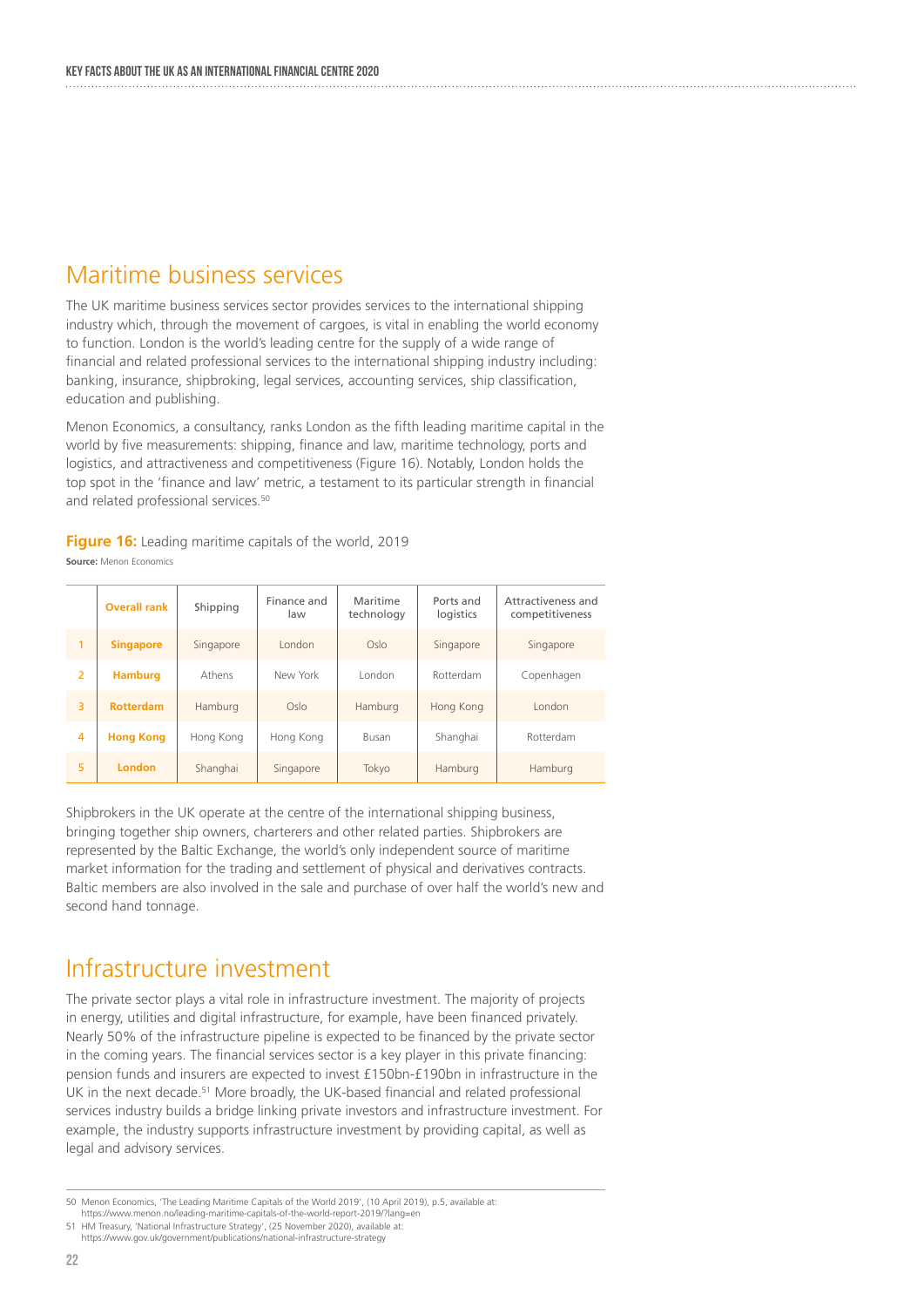## Maritime business services

The UK maritime business services sector provides services to the international shipping industry which, through the movement of cargoes, is vital in enabling the world economy to function. London is the world's leading centre for the supply of a wide range of financial and related professional services to the international shipping industry including: banking, insurance, shipbroking, legal services, accounting services, ship classification, education and publishing.

Menon Economics, a consultancy, ranks London as the fifth leading maritime capital in the world by five measurements: shipping, finance and law, maritime technology, ports and logistics, and attractiveness and competitiveness (Figure 16). Notably, London holds the top spot in the 'finance and law' metric, a testament to its particular strength in financial and related professional services.[50]

**Figure 16:** Leading maritime capitals of the world, 2019

**Source:** Menon Economics

| | Overall rank | Shipping | Finance and law | Maritime technology | Ports and logistics | Attractiveness and competitiveness |
|---|---|---|---|---|---|---|
| 1 | **Singapore** | Singapore | London | Oslo | Singapore | Singapore |
| 2 | **Hamburg** | Athens | New York | London | Rotterdam | Copenhagen |
| 3 | **Rotterdam** | Hamburg | Oslo | Hamburg | Hong Kong | London |
| 4 | **Hong Kong** | Hong Kong | Hong Kong | Busan | Shanghai | Rotterdam |
| 5 | **London** | Shanghai | Singapore | Tokyo | Hamburg | Hamburg |

Shipbrokers in the UK operate at the centre of the international shipping business, bringing together ship owners, charterers and other related parties. Shipbrokers are represented by the Baltic Exchange, the world's only independent source of maritime market information for the trading and settlement of physical and derivatives contracts. Baltic members are also involved in the sale and purchase of over half the world's new and second hand tonnage.

## Infrastructure investment

The private sector plays a vital role in infrastructure investment. The majority of projects in energy, utilities and digital infrastructure, for example, have been financed privately. Nearly 50% of the infrastructure pipeline is expected to be financed by the private sector in the coming years. The financial services sector is a key player in this private financing: pension funds and insurers are expected to invest £150bn-£190bn in infrastructure in the UK in the next decade.[51] More broadly, the UK-based financial and related professional services industry builds a bridge linking private investors and infrastructure investment. For example, the industry supports infrastructure investment by providing capital, as well as legal and advisory services.

---

50 Menon Economics, 'The Leading Maritime Capitals of the World 2019', (10 April 2019), p.5, available at: https://www.menon.no/leading-maritime-capitals-of-the-world-report-2019/?lang=en

51 HM Treasury, 'National Infrastructure Strategy', (25 November 2020), available at: https://www.gov.uk/government/publications/national-infrastructure-strategy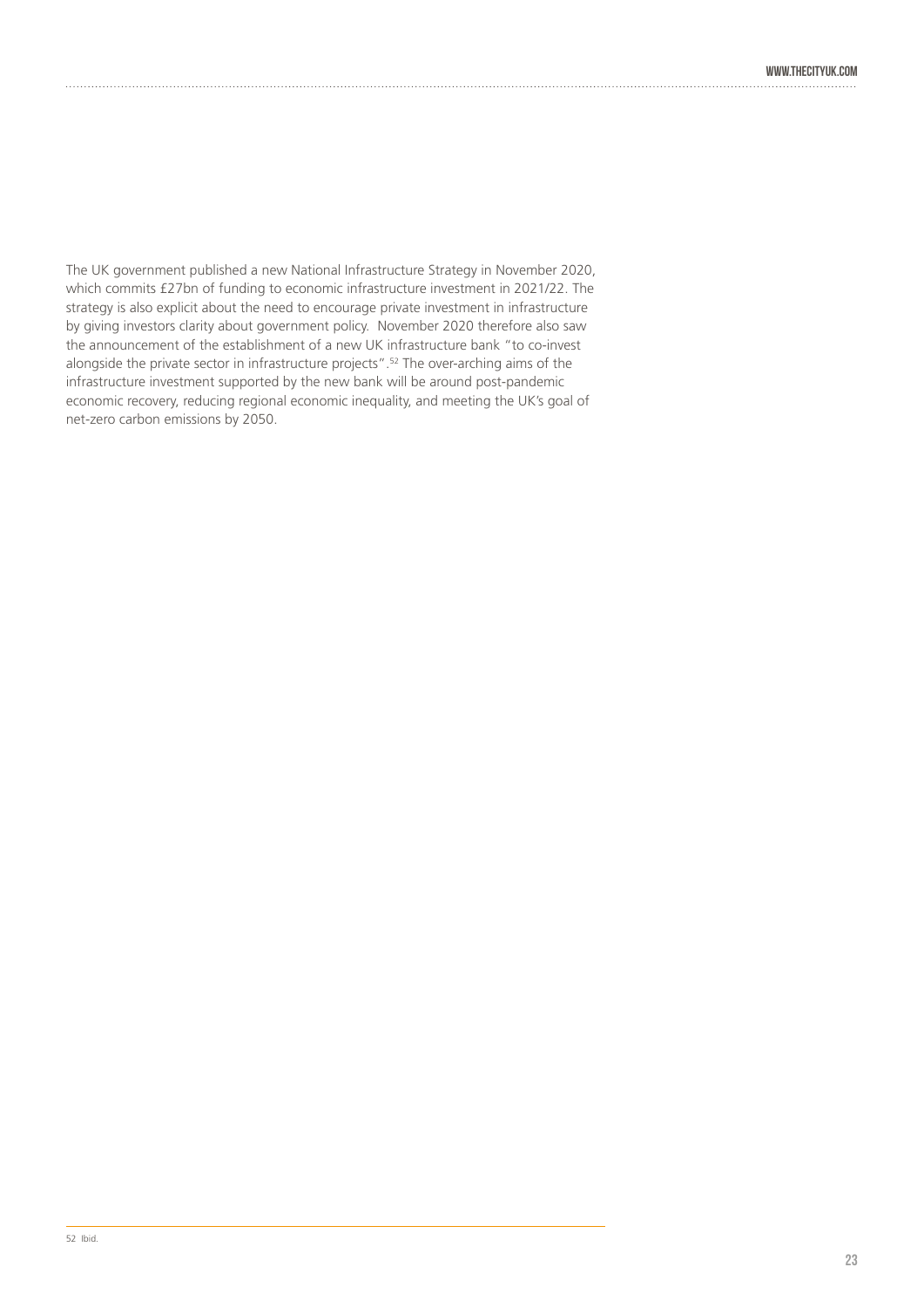The UK government published a new National Infrastructure Strategy in November 2020, which commits £27bn of funding to economic infrastructure investment in 2021/22. The strategy is also explicit about the need to encourage private investment in infrastructure by giving investors clarity about government policy. November 2020 therefore also saw the announcement of the establishment of a new UK infrastructure bank "to co-invest alongside the private sector in infrastructure projects".[52] The over-arching aims of the infrastructure investment supported by the new bank will be around post-pandemic economic recovery, reducing regional economic inequality, and meeting the UK's goal of net-zero carbon emissions by 2050.

52 Ibid.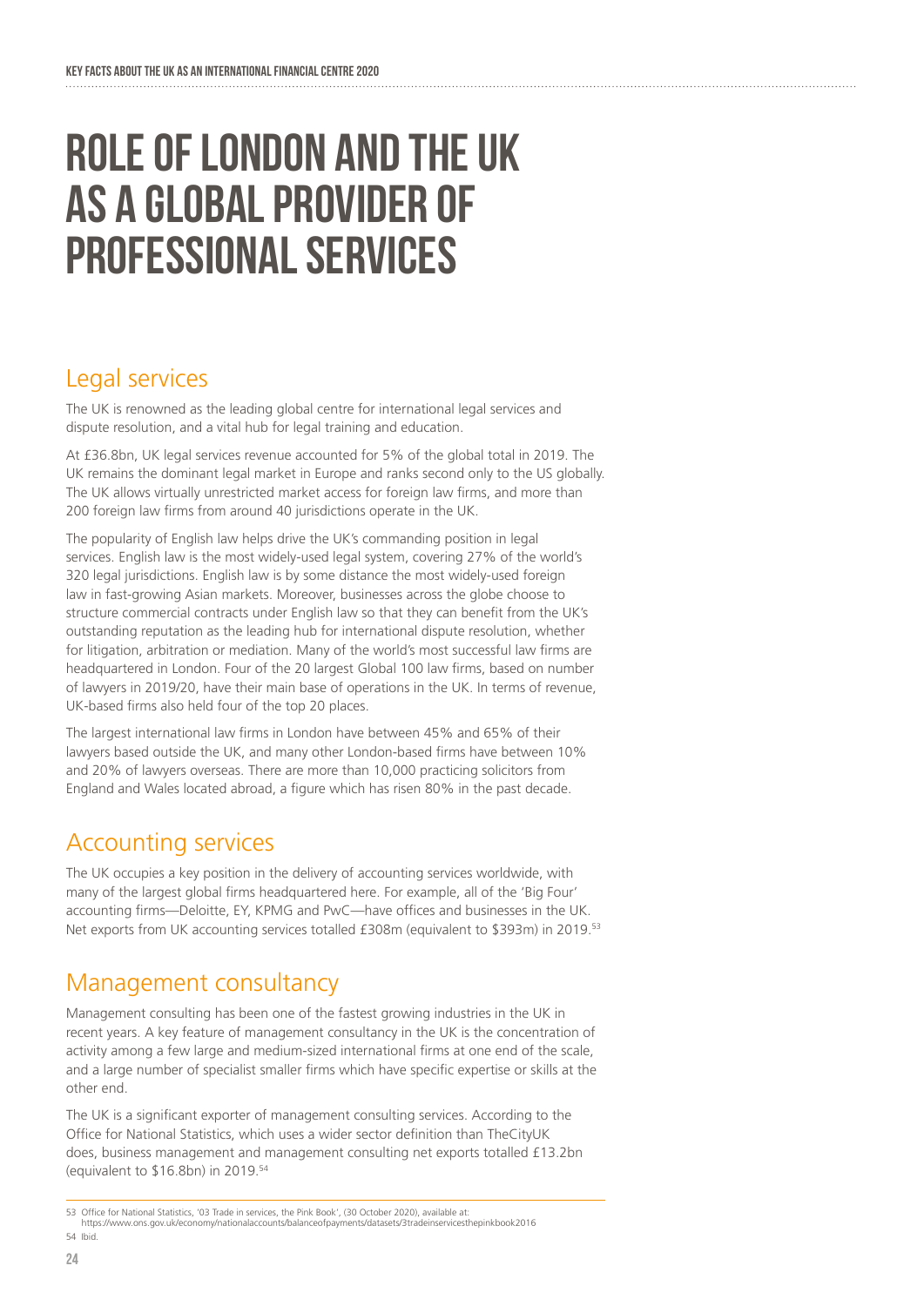# ROLE OF LONDON AND THE UK AS A GLOBAL PROVIDER OF PROFESSIONAL SERVICES

## Legal services

The UK is renowned as the leading global centre for international legal services and dispute resolution, and a vital hub for legal training and education.

At £36.8bn, UK legal services revenue accounted for 5% of the global total in 2019. The UK remains the dominant legal market in Europe and ranks second only to the US globally. The UK allows virtually unrestricted market access for foreign law firms, and more than 200 foreign law firms from around 40 jurisdictions operate in the UK.

The popularity of English law helps drive the UK's commanding position in legal services. English law is the most widely-used legal system, covering 27% of the world's 320 legal jurisdictions. English law is by some distance the most widely-used foreign law in fast-growing Asian markets. Moreover, businesses across the globe choose to structure commercial contracts under English law so that they can benefit from the UK's outstanding reputation as the leading hub for international dispute resolution, whether for litigation, arbitration or mediation. Many of the world's most successful law firms are headquartered in London. Four of the 20 largest Global 100 law firms, based on number of lawyers in 2019/20, have their main base of operations in the UK. In terms of revenue, UK-based firms also held four of the top 20 places.

The largest international law firms in London have between 45% and 65% of their lawyers based outside the UK, and many other London-based firms have between 10% and 20% of lawyers overseas. There are more than 10,000 practicing solicitors from England and Wales located abroad, a figure which has risen 80% in the past decade.

## Accounting services

The UK occupies a key position in the delivery of accounting services worldwide, with many of the largest global firms headquartered here. For example, all of the 'Big Four' accounting firms—Deloitte, EY, KPMG and PwC—have offices and businesses in the UK. Net exports from UK accounting services totalled £308m (equivalent to $393m) in 2019.[53]

## Management consultancy

Management consulting has been one of the fastest growing industries in the UK in recent years. A key feature of management consultancy in the UK is the concentration of activity among a few large and medium-sized international firms at one end of the scale, and a large number of specialist smaller firms which have specific expertise or skills at the other end.

The UK is a significant exporter of management consulting services. According to the Office for National Statistics, which uses a wider sector definition than TheCityUK does, business management and management consulting net exports totalled £13.2bn (equivalent to $16.8bn) in 2019.[54]

---

53 Office for National Statistics, '03 Trade in services, the Pink Book', (30 October 2020), available at: https://www.ons.gov.uk/economy/nationalaccounts/balanceofpayments/datasets/3tradeinservicesthepinkbook2016

54 Ibid.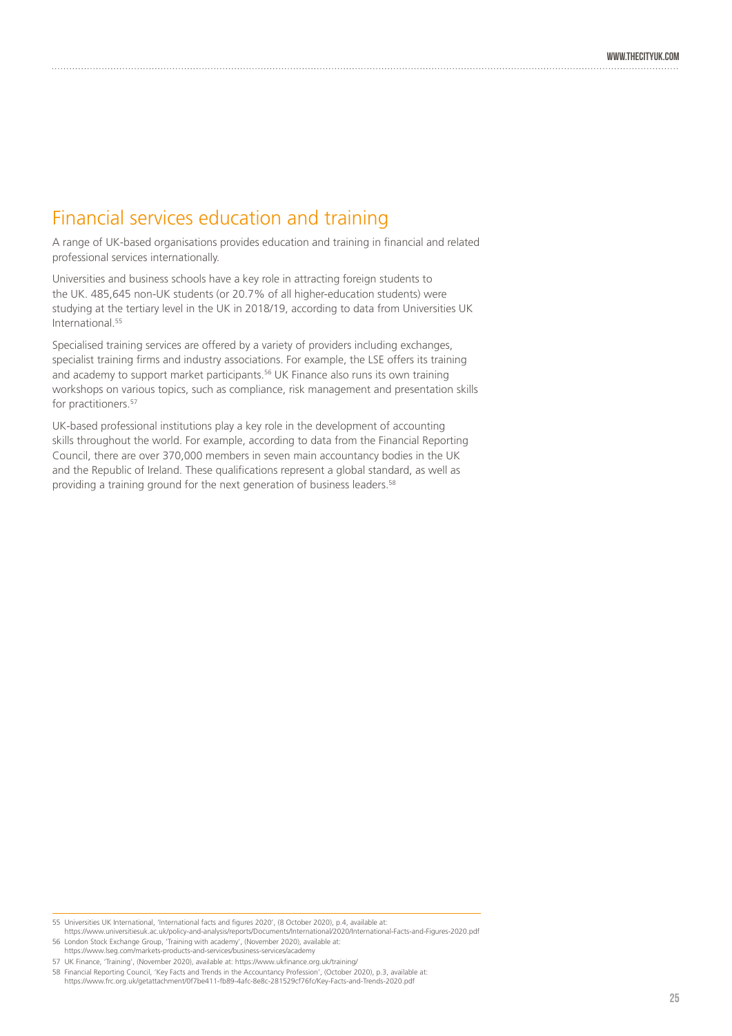## Financial services education and training

A range of UK-based organisations provides education and training in financial and related professional services internationally.

Universities and business schools have a key role in attracting foreign students to the UK. 485,645 non-UK students (or 20.7% of all higher-education students) were studying at the tertiary level in the UK in 2018/19, according to data from Universities UK International.[55]

Specialised training services are offered by a variety of providers including exchanges, specialist training firms and industry associations. For example, the LSE offers its training and academy to support market participants.[56] UK Finance also runs its own training workshops on various topics, such as compliance, risk management and presentation skills for practitioners.[57]

UK-based professional institutions play a key role in the development of accounting skills throughout the world. For example, according to data from the Financial Reporting Council, there are over 370,000 members in seven main accountancy bodies in the UK and the Republic of Ireland. These qualifications represent a global standard, as well as providing a training ground for the next generation of business leaders.[58]

---

55 Universities UK International, 'International facts and figures 2020', (8 October 2020), p.4, available at: https://www.universitiesuk.ac.uk/policy-and-analysis/reports/Documents/International/2020/International-Facts-and-Figures-2020.pdf

56 London Stock Exchange Group, 'Training with academy', (November 2020), available at: https://www.lseg.com/markets-products-and-services/business-services/academy

57 UK Finance, 'Training', (November 2020), available at: https://www.ukfinance.org.uk/training/

58 Financial Reporting Council, 'Key Facts and Trends in the Accountancy Profession', (October 2020), p.3, available at: https://www.frc.org.uk/getattachment/0f7be411-fb89-4afc-8e8c-281529cf76fc/Key-Facts-and-Trends-2020.pdf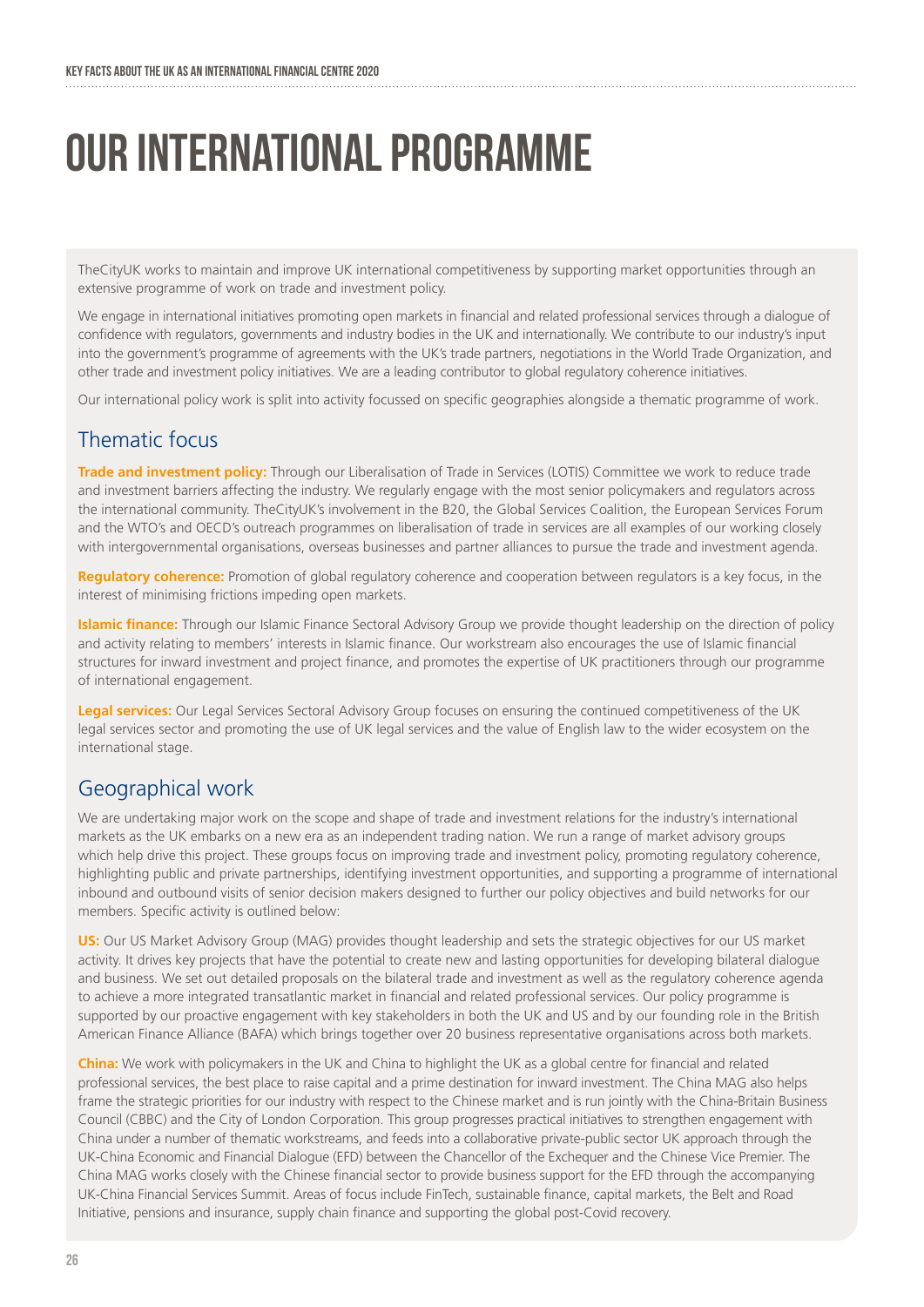# OUR INTERNATIONAL PROGRAMME

TheCityUK works to maintain and improve UK international competitiveness by supporting market opportunities through an extensive programme of work on trade and investment policy.

We engage in international initiatives promoting open markets in financial and related professional services through a dialogue of confidence with regulators, governments and industry bodies in the UK and internationally. We contribute to our industry's input into the government's programme of agreements with the UK's trade partners, negotiations in the World Trade Organization, and other trade and investment policy initiatives. We are a leading contributor to global regulatory coherence initiatives.

Our international policy work is split into activity focussed on specific geographies alongside a thematic programme of work.

## Thematic focus

**Trade and investment policy:** Through our Liberalisation of Trade in Services (LOTIS) Committee we work to reduce trade and investment barriers affecting the industry. We regularly engage with the most senior policymakers and regulators across the international community. TheCityUK's involvement in the B20, the Global Services Coalition, the European Services Forum and the WTO's and OECD's outreach programmes on liberalisation of trade in services are all examples of our working closely with intergovernmental organisations, overseas businesses and partner alliances to pursue the trade and investment agenda.

**Regulatory coherence:** Promotion of global regulatory coherence and cooperation between regulators is a key focus, in the interest of minimising frictions impeding open markets.

**Islamic finance:** Through our Islamic Finance Sectoral Advisory Group we provide thought leadership on the direction of policy and activity relating to members' interests in Islamic finance. Our workstream also encourages the use of Islamic financial structures for inward investment and project finance, and promotes the expertise of UK practitioners through our programme of international engagement.

**Legal services:** Our Legal Services Sectoral Advisory Group focuses on ensuring the continued competitiveness of the UK legal services sector and promoting the use of UK legal services and the value of English law to the wider ecosystem on the international stage.

## Geographical work

We are undertaking major work on the scope and shape of trade and investment relations for the industry's international markets as the UK embarks on a new era as an independent trading nation. We run a range of market advisory groups which help drive this project. These groups focus on improving trade and investment policy, promoting regulatory coherence, highlighting public and private partnerships, identifying investment opportunities, and supporting a programme of international inbound and outbound visits of senior decision makers designed to further our policy objectives and build networks for our members. Specific activity is outlined below:

**US:** Our US Market Advisory Group (MAG) provides thought leadership and sets the strategic objectives for our US market activity. It drives key projects that have the potential to create new and lasting opportunities for developing bilateral dialogue and business. We set out detailed proposals on the bilateral trade and investment as well as the regulatory coherence agenda to achieve a more integrated transatlantic market in financial and related professional services. Our policy programme is supported by our proactive engagement with key stakeholders in both the UK and US and by our founding role in the British American Finance Alliance (BAFA) which brings together over 20 business representative organisations across both markets.

**China:** We work with policymakers in the UK and China to highlight the UK as a global centre for financial and related professional services, the best place to raise capital and a prime destination for inward investment. The China MAG also helps frame the strategic priorities for our industry with respect to the Chinese market and is run jointly with the China-Britain Business Council (CBBC) and the City of London Corporation. This group progresses practical initiatives to strengthen engagement with China under a number of thematic workstreams, and feeds into a collaborative private-public sector UK approach through the UK-China Economic and Financial Dialogue (EFD) between the Chancellor of the Exchequer and the Chinese Vice Premier. The China MAG works closely with the Chinese financial sector to provide business support for the EFD through the accompanying UK-China Financial Services Summit. Areas of focus include FinTech, sustainable finance, capital markets, the Belt and Road Initiative, pensions and insurance, supply chain finance and supporting the global post-Covid recovery.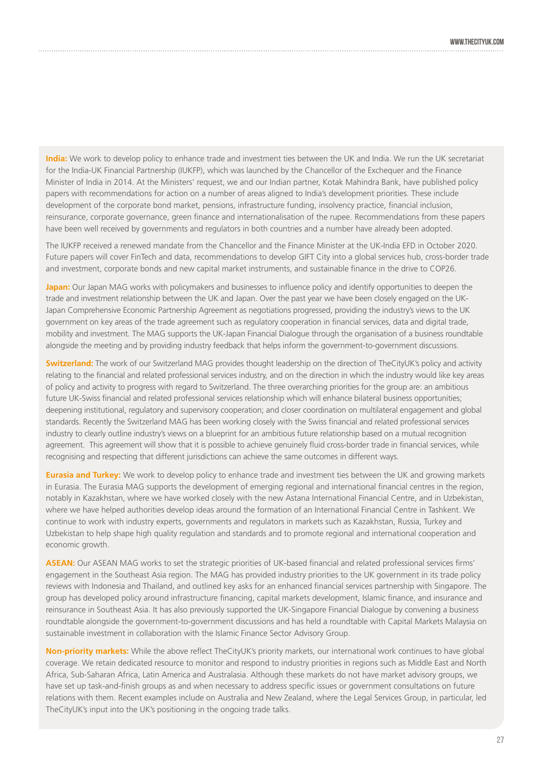**India:** We work to develop policy to enhance trade and investment ties between the UK and India. We run the UK secretariat for the India-UK Financial Partnership (IUKFP), which was launched by the Chancellor of the Exchequer and the Finance Minister of India in 2014. At the Ministers' request, we and our Indian partner, Kotak Mahindra Bank, have published policy papers with recommendations for action on a number of areas aligned to India's development priorities. These include development of the corporate bond market, pensions, infrastructure funding, insolvency practice, financial inclusion, reinsurance, corporate governance, green finance and internationalisation of the rupee. Recommendations from these papers have been well received by governments and regulators in both countries and a number have already been adopted.

The IUKFP received a renewed mandate from the Chancellor and the Finance Minister at the UK-India EFD in October 2020. Future papers will cover FinTech and data, recommendations to develop GIFT City into a global services hub, cross-border trade and investment, corporate bonds and new capital market instruments, and sustainable finance in the drive to COP26.

**Japan:** Our Japan MAG works with policymakers and businesses to influence policy and identify opportunities to deepen the trade and investment relationship between the UK and Japan. Over the past year we have been closely engaged on the UK-Japan Comprehensive Economic Partnership Agreement as negotiations progressed, providing the industry's views to the UK government on key areas of the trade agreement such as regulatory cooperation in financial services, data and digital trade, mobility and investment. The MAG supports the UK-Japan Financial Dialogue through the organisation of a business roundtable alongside the meeting and by providing industry feedback that helps inform the government-to-government discussions.

**Switzerland:** The work of our Switzerland MAG provides thought leadership on the direction of TheCityUK's policy and activity relating to the financial and related professional services industry, and on the direction in which the industry would like key areas of policy and activity to progress with regard to Switzerland. The three overarching priorities for the group are: an ambitious future UK-Swiss financial and related professional services relationship which will enhance bilateral business opportunities; deepening institutional, regulatory and supervisory cooperation; and closer coordination on multilateral engagement and global standards. Recently the Switzerland MAG has been working closely with the Swiss financial and related professional services industry to clearly outline industry's views on a blueprint for an ambitious future relationship based on a mutual recognition agreement. This agreement will show that it is possible to achieve genuinely fluid cross-border trade in financial services, while recognising and respecting that different jurisdictions can achieve the same outcomes in different ways.

**Eurasia and Turkey:** We work to develop policy to enhance trade and investment ties between the UK and growing markets in Eurasia. The Eurasia MAG supports the development of emerging regional and international financial centres in the region, notably in Kazakhstan, where we have worked closely with the new Astana International Financial Centre, and in Uzbekistan, where we have helped authorities develop ideas around the formation of an International Financial Centre in Tashkent. We continue to work with industry experts, governments and regulators in markets such as Kazakhstan, Russia, Turkey and Uzbekistan to help shape high quality regulation and standards and to promote regional and international cooperation and economic growth.

**ASEAN:** Our ASEAN MAG works to set the strategic priorities of UK-based financial and related professional services firms' engagement in the Southeast Asia region. The MAG has provided industry priorities to the UK government in its trade policy reviews with Indonesia and Thailand, and outlined key asks for an enhanced financial services partnership with Singapore. The group has developed policy around infrastructure financing, capital markets development, Islamic finance, and insurance and reinsurance in Southeast Asia. It has also previously supported the UK-Singapore Financial Dialogue by convening a business roundtable alongside the government-to-government discussions and has held a roundtable with Capital Markets Malaysia on sustainable investment in collaboration with the Islamic Finance Sector Advisory Group.

**Non-priority markets:** While the above reflect TheCityUK's priority markets, our international work continues to have global coverage. We retain dedicated resource to monitor and respond to industry priorities in regions such as Middle East and North Africa, Sub-Saharan Africa, Latin America and Australasia. Although these markets do not have market advisory groups, we have set up task-and-finish groups as and when necessary to address specific issues or government consultations on future relations with them. Recent examples include on Australia and New Zealand, where the Legal Services Group, in particular, led TheCityUK's input into the UK's positioning in the ongoing trade talks.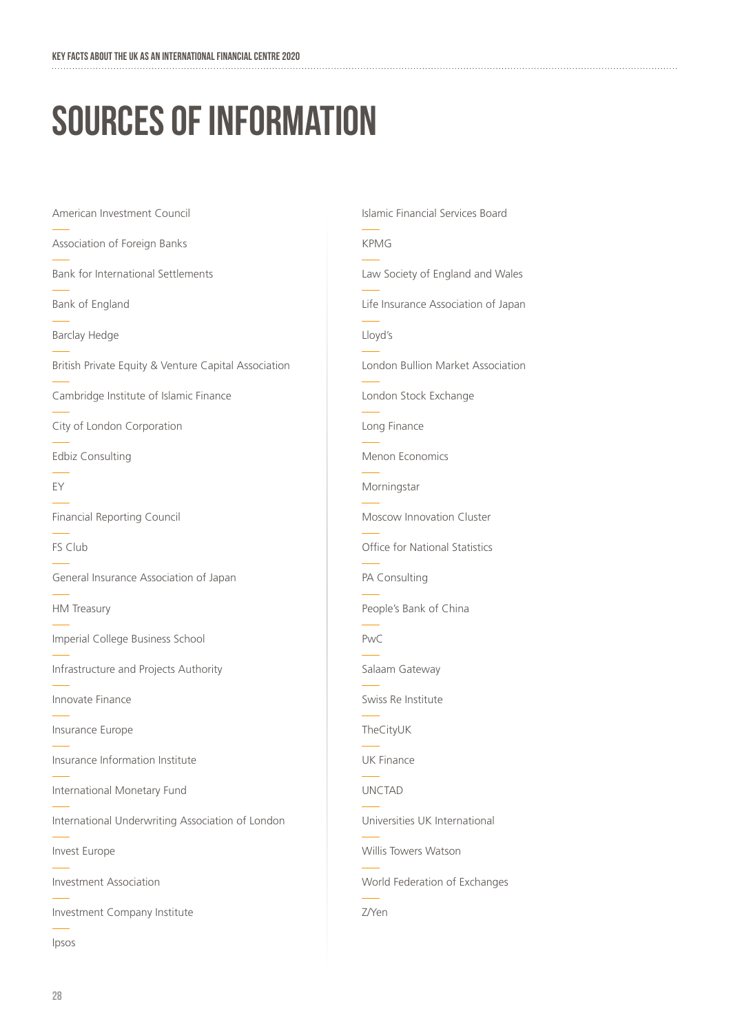# SOURCES OF INFORMATION

American Investment Council

Association of Foreign Banks

Bank for International Settlements

Bank of England

Barclay Hedge

British Private Equity & Venture Capital Association

Cambridge Institute of Islamic Finance

City of London Corporation

Edbiz Consulting

EY

Financial Reporting Council

FS Club

General Insurance Association of Japan

HM Treasury

Imperial College Business School

Infrastructure and Projects Authority

Innovate Finance

Insurance Europe

Insurance Information Institute

International Monetary Fund

International Underwriting Association of London

Invest Europe

Investment Association

Investment Company Institute

Ipsos

Islamic Financial Services Board

KPMG

Law Society of England and Wales

Life Insurance Association of Japan

Lloyd's

London Bullion Market Association

London Stock Exchange

Long Finance

Menon Economics

Morningstar

Moscow Innovation Cluster

Office for National Statistics

PA Consulting

People's Bank of China

PwC

Salaam Gateway

Swiss Re Institute

TheCityUK

UK Finance

UNCTAD

Universities UK International

Willis Towers Watson

World Federation of Exchanges

Z/Yen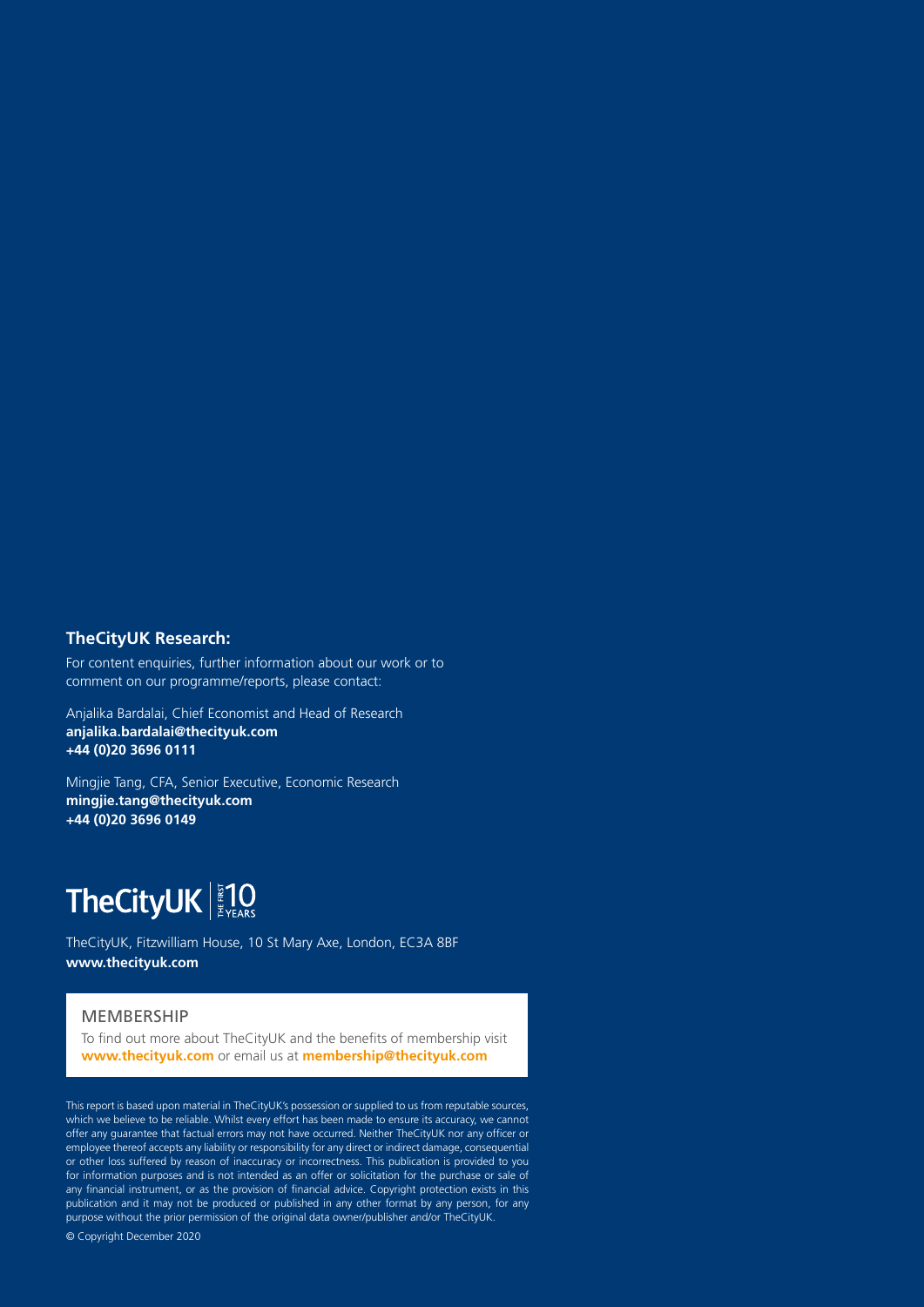**TheCityUK Research:**

For content enquiries, further information about our work or to comment on our programme/reports, please contact:

Anjalika Bardalai, Chief Economist and Head of Research
**anjalika.bardalai@thecityuk.com**
**+44 (0)20 3696 0111**

Mingjie Tang, CFA, Senior Executive, Economic Research
**mingjie.tang@thecityuk.com**
**+44 (0)20 3696 0149**

TheCityUK | THE FIRST 10 YEARS

TheCityUK, Fitzwilliam House, 10 St Mary Axe, London, EC3A 8BF
**www.thecityuk.com**

MEMBERSHIP

To find out more about TheCityUK and the benefits of membership visit **www.thecityuk.com** or email us at **membership@thecityuk.com**

This report is based upon material in TheCityUK's possession or supplied to us from reputable sources, which we believe to be reliable. Whilst every effort has been made to ensure its accuracy, we cannot offer any guarantee that factual errors may not have occurred. Neither TheCityUK nor any officer or employee thereof accepts any liability or responsibility for any direct or indirect damage, consequential or other loss suffered by reason of inaccuracy or incorrectness. This publication is provided to you for information purposes and is not intended as an offer or solicitation for the purchase or sale of any financial instrument, or as the provision of financial advice. Copyright protection exists in this publication and it may not be produced or published in any other format by any person, for any purpose without the prior permission of the original data owner/publisher and/or TheCityUK.

© Copyright December 2020